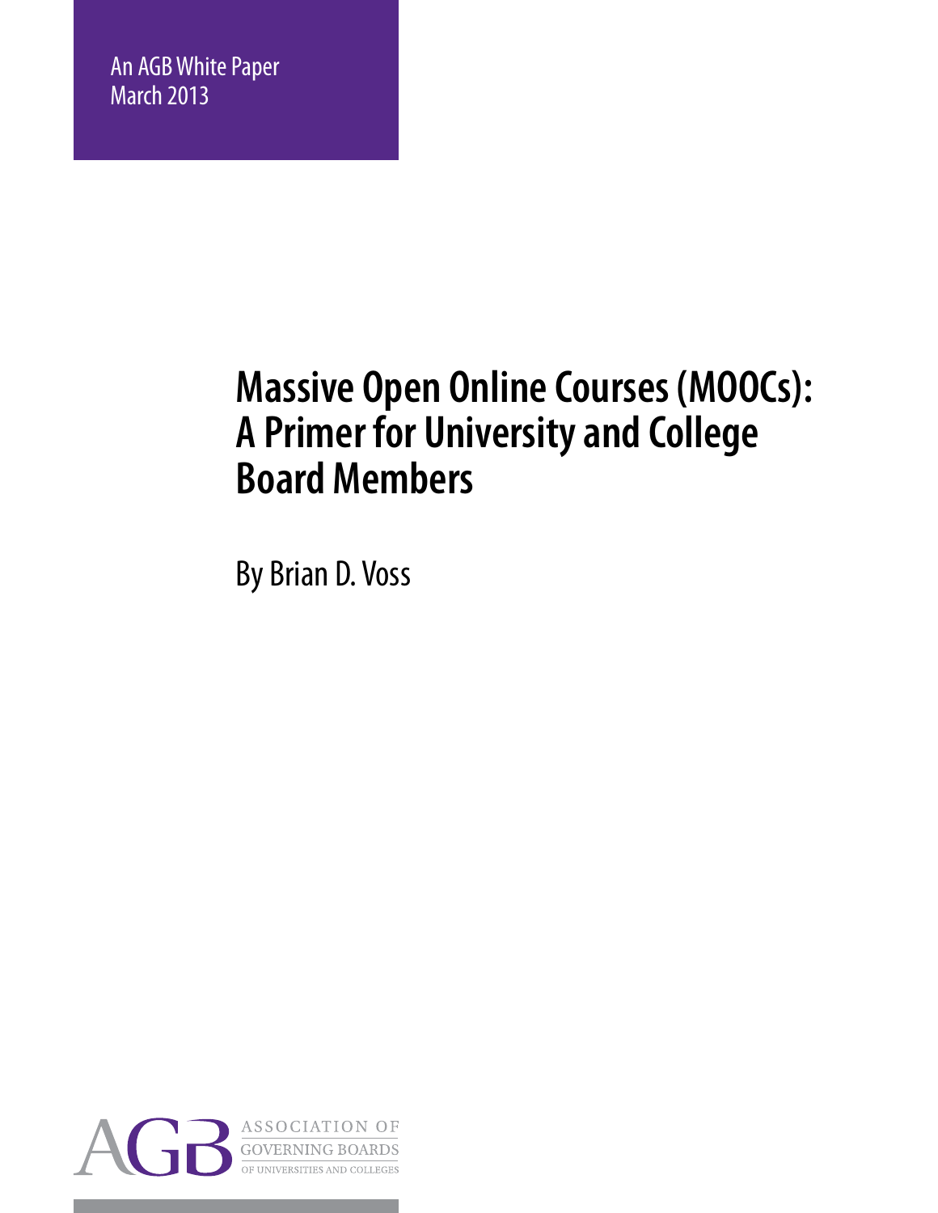An AGB White Paper
March 2013

# Massive Open Online Courses (MOOCs): A Primer for University and College Board Members

By Brian D. Voss

AGB ASSOCIATION OF GOVERNING BOARDS OF UNIVERSITIES AND COLLEGES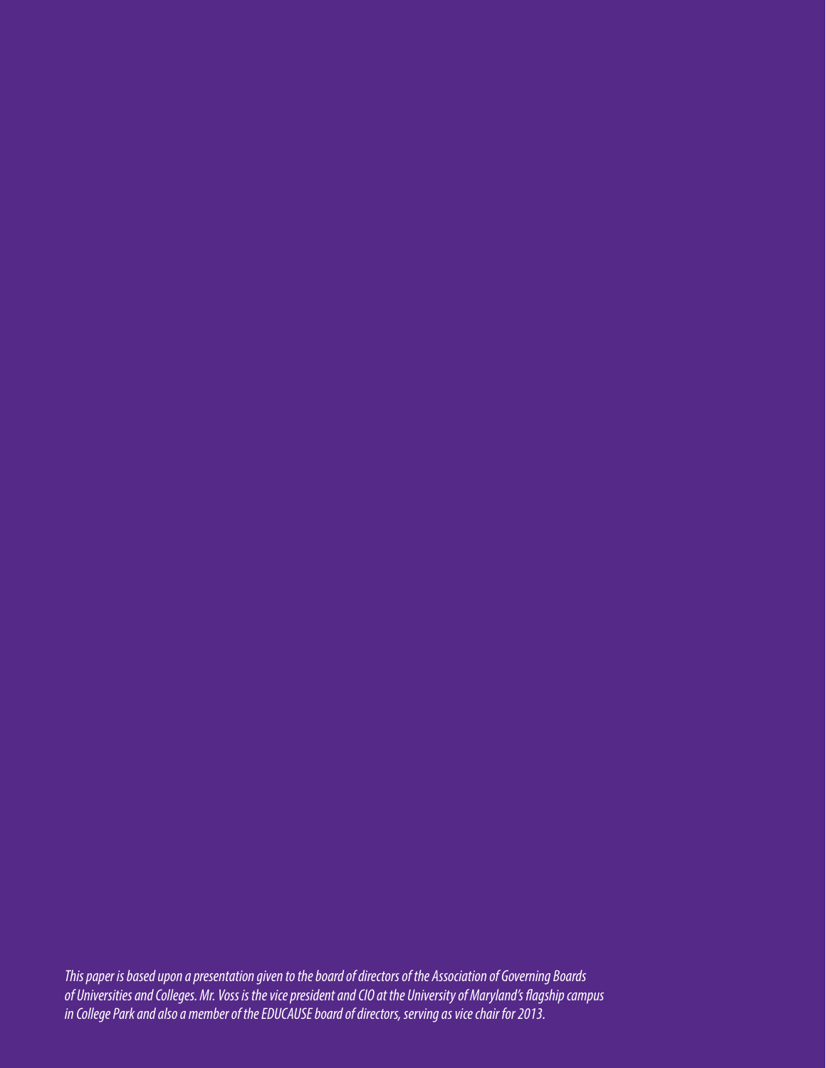*This paper is based upon a presentation given to the board of directors of the Association of Governing Boards of Universities and Colleges. Mr. Voss is the vice president and CIO at the University of Maryland's flagship campus in College Park and also a member of the EDUCAUSE board of directors, serving as vice chair for 2013.*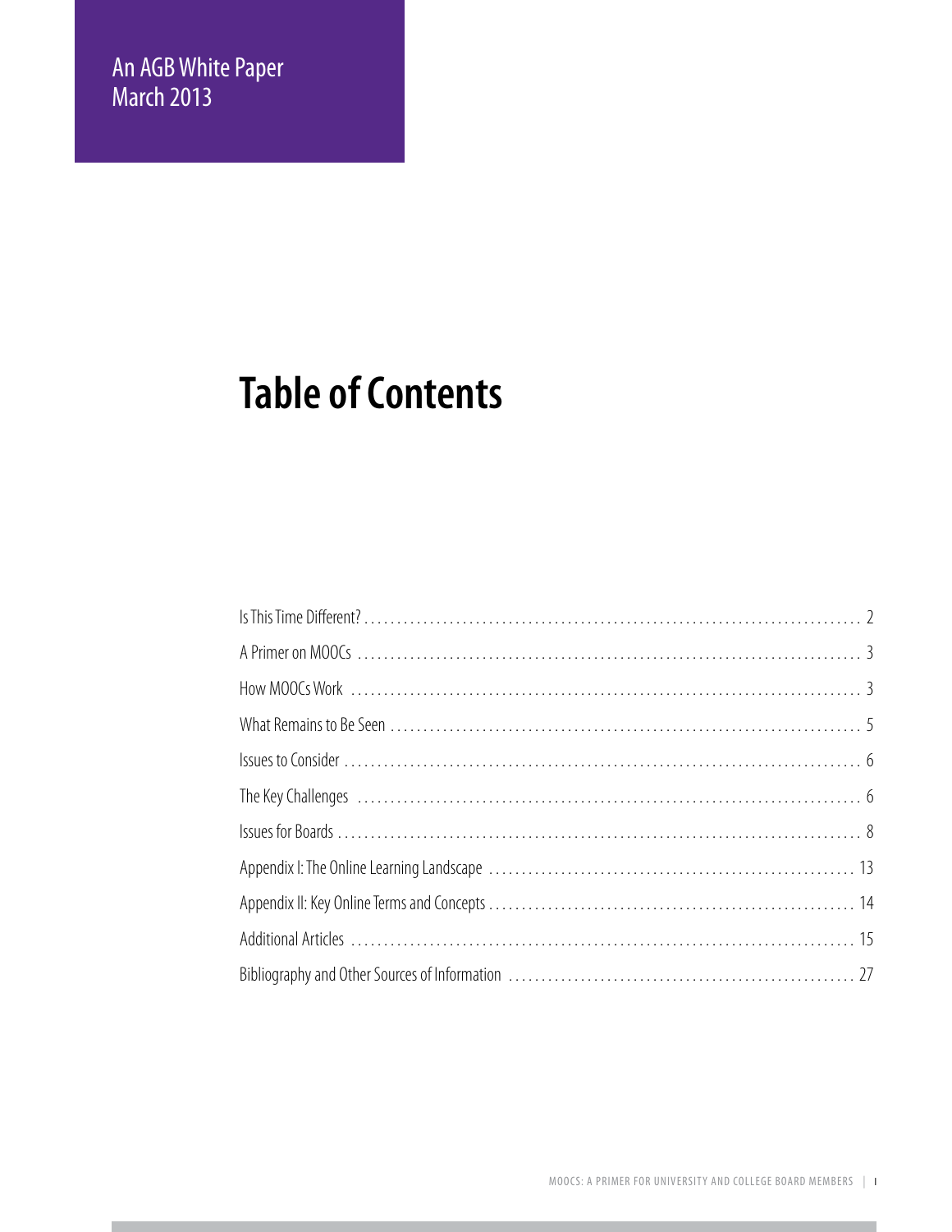An AGB White Paper
March 2013

# Table of Contents

| | |
|---|---|
| Is This Time Different? | 2 |
| A Primer on MOOCs | 3 |
| How MOOCs Work | 3 |
| What Remains to Be Seen | 5 |
| Issues to Consider | 6 |
| The Key Challenges | 6 |
| Issues for Boards | 8 |
| Appendix I: The Online Learning Landscape | 13 |
| Appendix II: Key Online Terms and Concepts | 14 |
| Additional Articles | 15 |
| Bibliography and Other Sources of Information | 27 |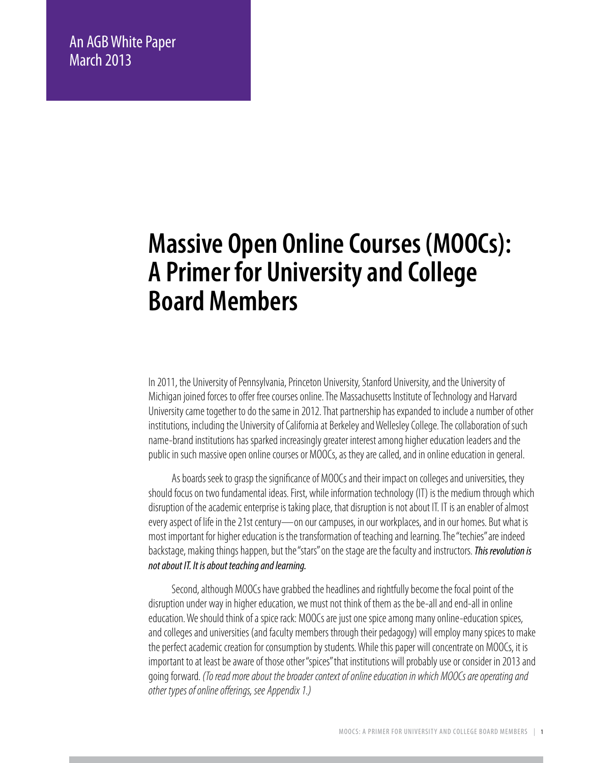An AGB White Paper
March 2013

# Massive Open Online Courses (MOOCs): A Primer for University and College Board Members

In 2011, the University of Pennsylvania, Princeton University, Stanford University, and the University of Michigan joined forces to offer free courses online. The Massachusetts Institute of Technology and Harvard University came together to do the same in 2012. That partnership has expanded to include a number of other institutions, including the University of California at Berkeley and Wellesley College. The collaboration of such name-brand institutions has sparked increasingly greater interest among higher education leaders and the public in such massive open online courses or MOOCs, as they are called, and in online education in general.

As boards seek to grasp the significance of MOOCs and their impact on colleges and universities, they should focus on two fundamental ideas. First, while information technology (IT) is the medium through which disruption of the academic enterprise is taking place, that disruption is not about IT. IT is an enabler of almost every aspect of life in the 21st century—on our campuses, in our workplaces, and in our homes. But what is most important for higher education is the transformation of teaching and learning. The "techies" are indeed backstage, making things happen, but the "stars" on the stage are the faculty and instructors. ***This revolution is not about IT. It is about teaching and learning.***

Second, although MOOCs have grabbed the headlines and rightfully become the focal point of the disruption under way in higher education, we must not think of them as the be-all and end-all in online education. We should think of a spice rack: MOOCs are just one spice among many online-education spices, and colleges and universities (and faculty members through their pedagogy) will employ many spices to make the perfect academic creation for consumption by students. While this paper will concentrate on MOOCs, it is important to at least be aware of those other "spices" that institutions will probably use or consider in 2013 and going forward. *(To read more about the broader context of online education in which MOOCs are operating and other types of online offerings, see Appendix 1.)*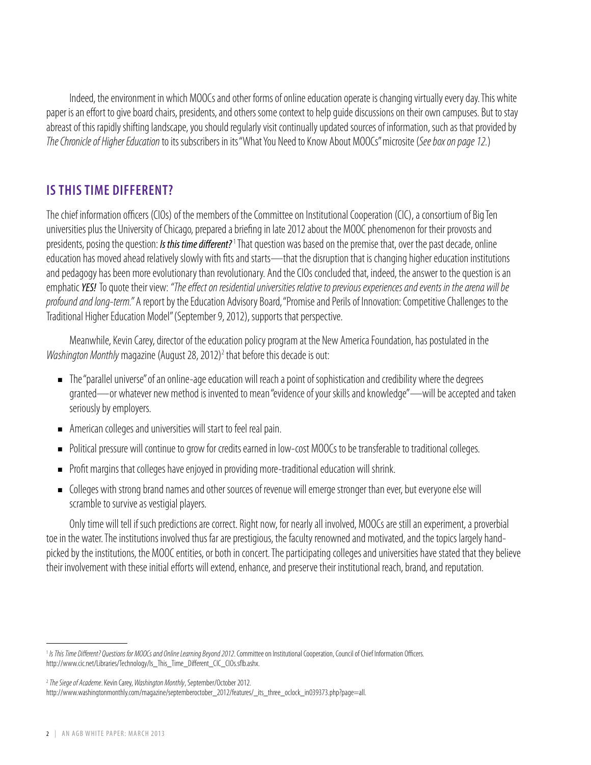Indeed, the environment in which MOOCs and other forms of online education operate is changing virtually every day. This white paper is an effort to give board chairs, presidents, and others some context to help guide discussions on their own campuses. But to stay abreast of this rapidly shifting landscape, you should regularly visit continually updated sources of information, such as that provided by *The Chronicle of Higher Education* to its subscribers in its "What You Need to Know About MOOCs" microsite (*See box on page 12.*)

## IS THIS TIME DIFFERENT?

The chief information officers (CIOs) of the members of the Committee on Institutional Cooperation (CIC), a consortium of Big Ten universities plus the University of Chicago, prepared a briefing in late 2012 about the MOOC phenomenon for their provosts and presidents, posing the question: ***Is this time different?***[1] That question was based on the premise that, over the past decade, online education has moved ahead relatively slowly with fits and starts—that the disruption that is changing higher education institutions and pedagogy has been more evolutionary than revolutionary. And the CIOs concluded that, indeed, the answer to the question is an emphatic ***YES!*** To quote their view: *"The effect on residential universities relative to previous experiences and events in the arena will be profound and long-term."* A report by the Education Advisory Board, "Promise and Perils of Innovation: Competitive Challenges to the Traditional Higher Education Model" (September 9, 2012), supports that perspective.

Meanwhile, Kevin Carey, director of the education policy program at the New America Foundation, has postulated in the *Washington Monthly* magazine (August 28, 2012)[2] that before this decade is out:

- The "parallel universe" of an online-age education will reach a point of sophistication and credibility where the degrees granted—or whatever new method is invented to mean "evidence of your skills and knowledge"—will be accepted and taken seriously by employers.
- American colleges and universities will start to feel real pain.
- Political pressure will continue to grow for credits earned in low-cost MOOCs to be transferable to traditional colleges.
- Profit margins that colleges have enjoyed in providing more-traditional education will shrink.
- Colleges with strong brand names and other sources of revenue will emerge stronger than ever, but everyone else will scramble to survive as vestigial players.

Only time will tell if such predictions are correct. Right now, for nearly all involved, MOOCs are still an experiment, a proverbial toe in the water. The institutions involved thus far are prestigious, the faculty renowned and motivated, and the topics largely hand-picked by the institutions, the MOOC entities, or both in concert. The participating colleges and universities have stated that they believe their involvement with these initial efforts will extend, enhance, and preserve their institutional reach, brand, and reputation.

---

[1] *Is This Time Different? Questions for MOOCs and Online Learning Beyond 2012.* Committee on Institutional Cooperation, Council of Chief Information Officers. http://www.cic.net/Libraries/Technology/Is_This_Time_Different_CIC_CIOs.sflb.ashx.

[2] *The Siege of Academe*. Kevin Carey, *Washington Monthly*, September/October 2012. http://www.washingtonmonthly.com/magazine/septemberoctober_2012/features/_its_three_oclock_in039373.php?page=all.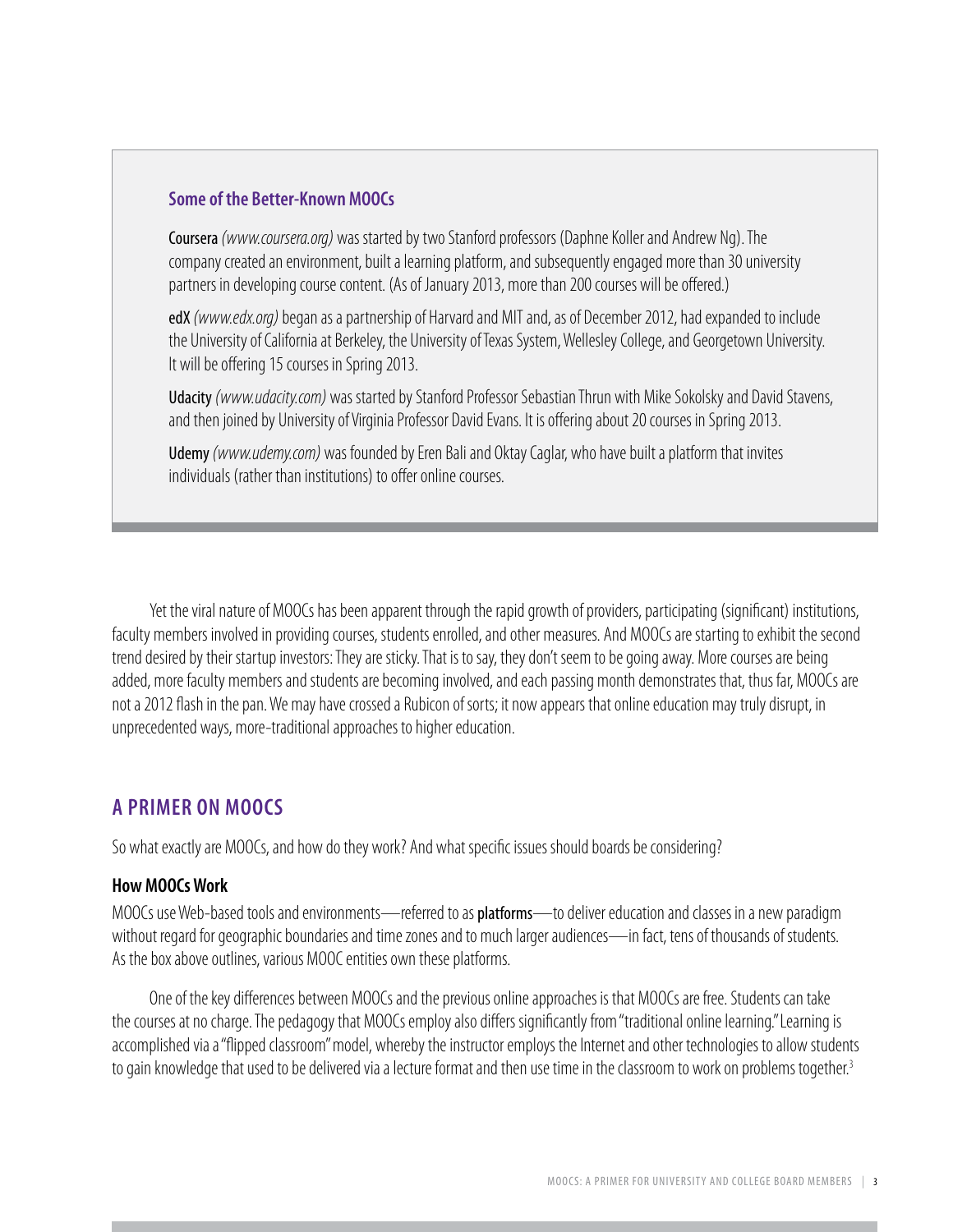### Some of the Better-Known MOOCs

**Coursera** *(www.coursera.org)* was started by two Stanford professors (Daphne Koller and Andrew Ng). The company created an environment, built a learning platform, and subsequently engaged more than 30 university partners in developing course content. (As of January 2013, more than 200 courses will be offered.)

**edX** *(www.edx.org)* began as a partnership of Harvard and MIT and, as of December 2012, had expanded to include the University of California at Berkeley, the University of Texas System, Wellesley College, and Georgetown University. It will be offering 15 courses in Spring 2013.

**Udacity** *(www.udacity.com)* was started by Stanford Professor Sebastian Thrun with Mike Sokolsky and David Stavens, and then joined by University of Virginia Professor David Evans. It is offering about 20 courses in Spring 2013.

**Udemy** *(www.udemy.com)* was founded by Eren Bali and Oktay Caglar, who have built a platform that invites individuals (rather than institutions) to offer online courses.

Yet the viral nature of MOOCs has been apparent through the rapid growth of providers, participating (significant) institutions, faculty members involved in providing courses, students enrolled, and other measures. And MOOCs are starting to exhibit the second trend desired by their startup investors: They are sticky. That is to say, they don't seem to be going away. More courses are being added, more faculty members and students are becoming involved, and each passing month demonstrates that, thus far, MOOCs are not a 2012 flash in the pan. We may have crossed a Rubicon of sorts; it now appears that online education may truly disrupt, in unprecedented ways, more-traditional approaches to higher education.

## A PRIMER ON MOOCS

So what exactly are MOOCs, and how do they work? And what specific issues should boards be considering?

### How MOOCs Work

MOOCs use Web-based tools and environments—referred to as **platforms**—to deliver education and classes in a new paradigm without regard for geographic boundaries and time zones and to much larger audiences—in fact, tens of thousands of students. As the box above outlines, various MOOC entities own these platforms.

One of the key differences between MOOCs and the previous online approaches is that MOOCs are free. Students can take the courses at no charge. The pedagogy that MOOCs employ also differs significantly from "traditional online learning." Learning is accomplished via a "flipped classroom" model, whereby the instructor employs the Internet and other technologies to allow students to gain knowledge that used to be delivered via a lecture format and then use time in the classroom to work on problems together.[3]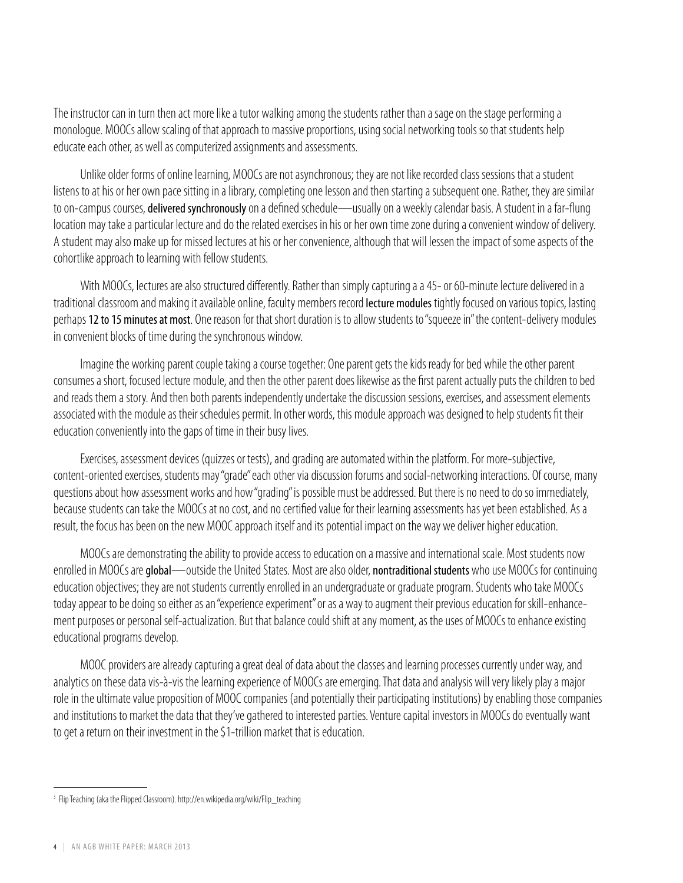The instructor can in turn then act more like a tutor walking among the students rather than a sage on the stage performing a monologue. MOOCs allow scaling of that approach to massive proportions, using social networking tools so that students help educate each other, as well as computerized assignments and assessments.

Unlike older forms of online learning, MOOCs are not asynchronous; they are not like recorded class sessions that a student listens to at his or her own pace sitting in a library, completing one lesson and then starting a subsequent one. Rather, they are similar to on-campus courses, **delivered synchronously** on a defined schedule—usually on a weekly calendar basis. A student in a far-flung location may take a particular lecture and do the related exercises in his or her own time zone during a convenient window of delivery. A student may also make up for missed lectures at his or her convenience, although that will lessen the impact of some aspects of the cohortlike approach to learning with fellow students.

With MOOCs, lectures are also structured differently. Rather than simply capturing a a 45- or 60-minute lecture delivered in a traditional classroom and making it available online, faculty members record **lecture modules** tightly focused on various topics, lasting perhaps **12 to 15 minutes at most**. One reason for that short duration is to allow students to "squeeze in" the content-delivery modules in convenient blocks of time during the synchronous window.

Imagine the working parent couple taking a course together: One parent gets the kids ready for bed while the other parent consumes a short, focused lecture module, and then the other parent does likewise as the first parent actually puts the children to bed and reads them a story. And then both parents independently undertake the discussion sessions, exercises, and assessment elements associated with the module as their schedules permit. In other words, this module approach was designed to help students fit their education conveniently into the gaps of time in their busy lives.

Exercises, assessment devices (quizzes or tests), and grading are automated within the platform. For more-subjective, content-oriented exercises, students may "grade" each other via discussion forums and social-networking interactions. Of course, many questions about how assessment works and how "grading" is possible must be addressed. But there is no need to do so immediately, because students can take the MOOCs at no cost, and no certified value for their learning assessments has yet been established. As a result, the focus has been on the new MOOC approach itself and its potential impact on the way we deliver higher education.

MOOCs are demonstrating the ability to provide access to education on a massive and international scale. Most students now enrolled in MOOCs are **global**—outside the United States. Most are also older, **nontraditional students** who use MOOCs for continuing education objectives; they are not students currently enrolled in an undergraduate or graduate program. Students who take MOOCs today appear to be doing so either as an "experience experiment" or as a way to augment their previous education for skill-enhancement purposes or personal self-actualization. But that balance could shift at any moment, as the uses of MOOCs to enhance existing educational programs develop.

MOOC providers are already capturing a great deal of data about the classes and learning processes currently under way, and analytics on these data vis-à-vis the learning experience of MOOCs are emerging. That data and analysis will very likely play a major role in the ultimate value proposition of MOOC companies (and potentially their participating institutions) by enabling those companies and institutions to market the data that they've gathered to interested parties. Venture capital investors in MOOCs do eventually want to get a return on their investment in the $1-trillion market that is education.

[3] Flip Teaching (aka the Flipped Classroom). http://en.wikipedia.org/wiki/Flip_teaching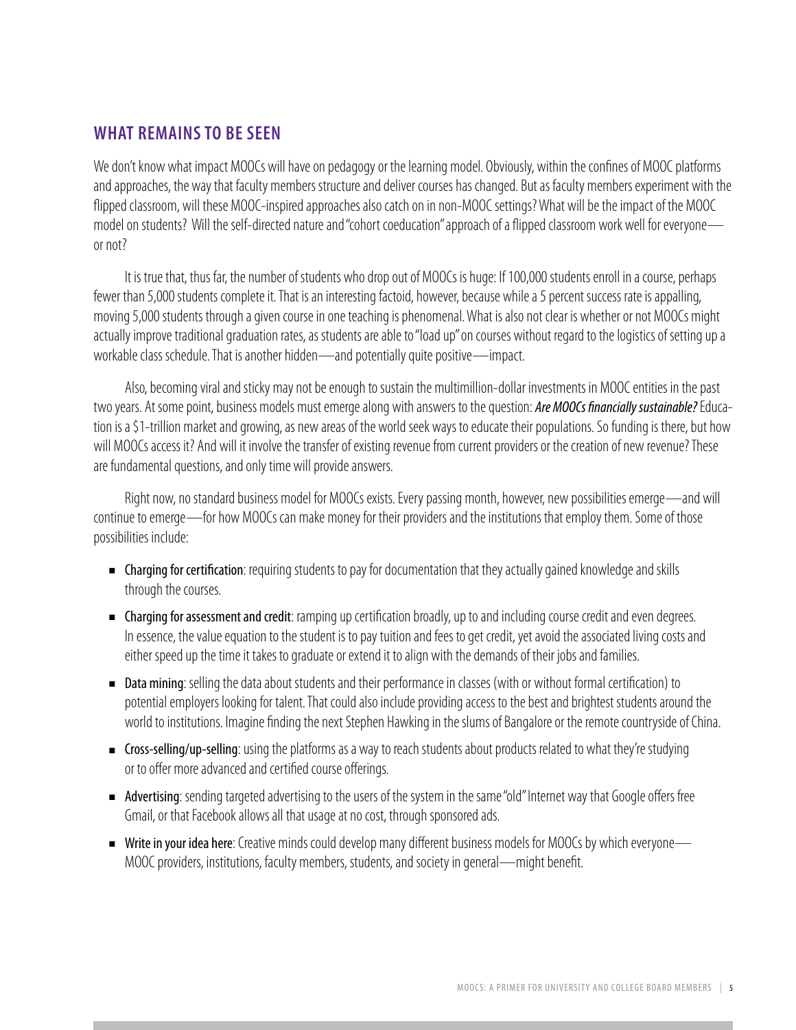## WHAT REMAINS TO BE SEEN

We don't know what impact MOOCs will have on pedagogy or the learning model. Obviously, within the confines of MOOC platforms and approaches, the way that faculty members structure and deliver courses has changed. But as faculty members experiment with the flipped classroom, will these MOOC-inspired approaches also catch on in non-MOOC settings? What will be the impact of the MOOC model on students? Will the self-directed nature and "cohort coeducation" approach of a flipped classroom work well for everyone—or not?

It is true that, thus far, the number of students who drop out of MOOCs is huge: If 100,000 students enroll in a course, perhaps fewer than 5,000 students complete it. That is an interesting factoid, however, because while a 5 percent success rate is appalling, moving 5,000 students through a given course in one teaching is phenomenal. What is also not clear is whether or not MOOCs might actually improve traditional graduation rates, as students are able to "load up" on courses without regard to the logistics of setting up a workable class schedule. That is another hidden—and potentially quite positive—impact.

Also, becoming viral and sticky may not be enough to sustain the multimillion-dollar investments in MOOC entities in the past two years. At some point, business models must emerge along with answers to the question: ***Are MOOCs financially sustainable?*** Education is a $1-trillion market and growing, as new areas of the world seek ways to educate their populations. So funding is there, but how will MOOCs access it? And will it involve the transfer of existing revenue from current providers or the creation of new revenue? These are fundamental questions, and only time will provide answers.

Right now, no standard business model for MOOCs exists. Every passing month, however, new possibilities emerge—and will continue to emerge—for how MOOCs can make money for their providers and the institutions that employ them. Some of those possibilities include:

- **Charging for certification**: requiring students to pay for documentation that they actually gained knowledge and skills through the courses.
- **Charging for assessment and credit**: ramping up certification broadly, up to and including course credit and even degrees. In essence, the value equation to the student is to pay tuition and fees to get credit, yet avoid the associated living costs and either speed up the time it takes to graduate or extend it to align with the demands of their jobs and families.
- **Data mining**: selling the data about students and their performance in classes (with or without formal certification) to potential employers looking for talent. That could also include providing access to the best and brightest students around the world to institutions. Imagine finding the next Stephen Hawking in the slums of Bangalore or the remote countryside of China.
- **Cross-selling/up-selling**: using the platforms as a way to reach students about products related to what they're studying or to offer more advanced and certified course offerings.
- **Advertising**: sending targeted advertising to the users of the system in the same "old" Internet way that Google offers free Gmail, or that Facebook allows all that usage at no cost, through sponsored ads.
- **Write in your idea here**: Creative minds could develop many different business models for MOOCs by which everyone—MOOC providers, institutions, faculty members, students, and society in general—might benefit.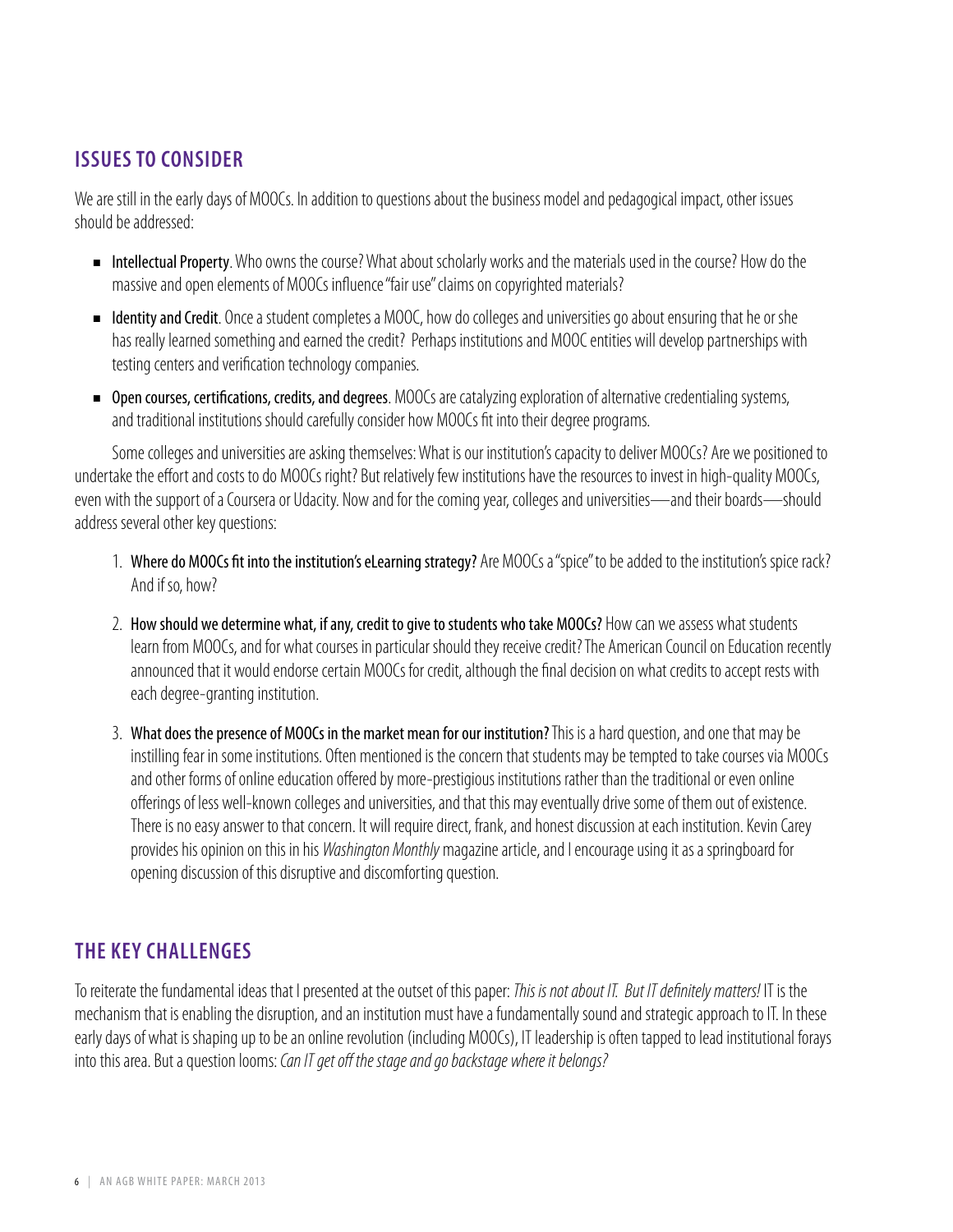## ISSUES TO CONSIDER

We are still in the early days of MOOCs. In addition to questions about the business model and pedagogical impact, other issues should be addressed:

- **Intellectual Property**. Who owns the course? What about scholarly works and the materials used in the course? How do the massive and open elements of MOOCs influence "fair use" claims on copyrighted materials?
- **Identity and Credit**. Once a student completes a MOOC, how do colleges and universities go about ensuring that he or she has really learned something and earned the credit? Perhaps institutions and MOOC entities will develop partnerships with testing centers and verification technology companies.
- **Open courses, certifications, credits, and degrees**. MOOCs are catalyzing exploration of alternative credentialing systems, and traditional institutions should carefully consider how MOOCs fit into their degree programs.

Some colleges and universities are asking themselves: What is our institution's capacity to deliver MOOCs? Are we positioned to undertake the effort and costs to do MOOCs right? But relatively few institutions have the resources to invest in high-quality MOOCs, even with the support of a Coursera or Udacity. Now and for the coming year, colleges and universities—and their boards—should address several other key questions:

1. **Where do MOOCs fit into the institution's eLearning strategy?** Are MOOCs a "spice" to be added to the institution's spice rack? And if so, how?
2. **How should we determine what, if any, credit to give to students who take MOOCs?** How can we assess what students learn from MOOCs, and for what courses in particular should they receive credit? The American Council on Education recently announced that it would endorse certain MOOCs for credit, although the final decision on what credits to accept rests with each degree-granting institution.
3. **What does the presence of MOOCs in the market mean for our institution?** This is a hard question, and one that may be instilling fear in some institutions. Often mentioned is the concern that students may be tempted to take courses via MOOCs and other forms of online education offered by more-prestigious institutions rather than the traditional or even online offerings of less well-known colleges and universities, and that this may eventually drive some of them out of existence. There is no easy answer to that concern. It will require direct, frank, and honest discussion at each institution. Kevin Carey provides his opinion on this in his *Washington Monthly* magazine article, and I encourage using it as a springboard for opening discussion of this disruptive and discomforting question.

## THE KEY CHALLENGES

To reiterate the fundamental ideas that I presented at the outset of this paper: *This is not about IT. But IT definitely matters!* IT is the mechanism that is enabling the disruption, and an institution must have a fundamentally sound and strategic approach to IT. In these early days of what is shaping up to be an online revolution (including MOOCs), IT leadership is often tapped to lead institutional forays into this area. But a question looms: *Can IT get off the stage and go backstage where it belongs?*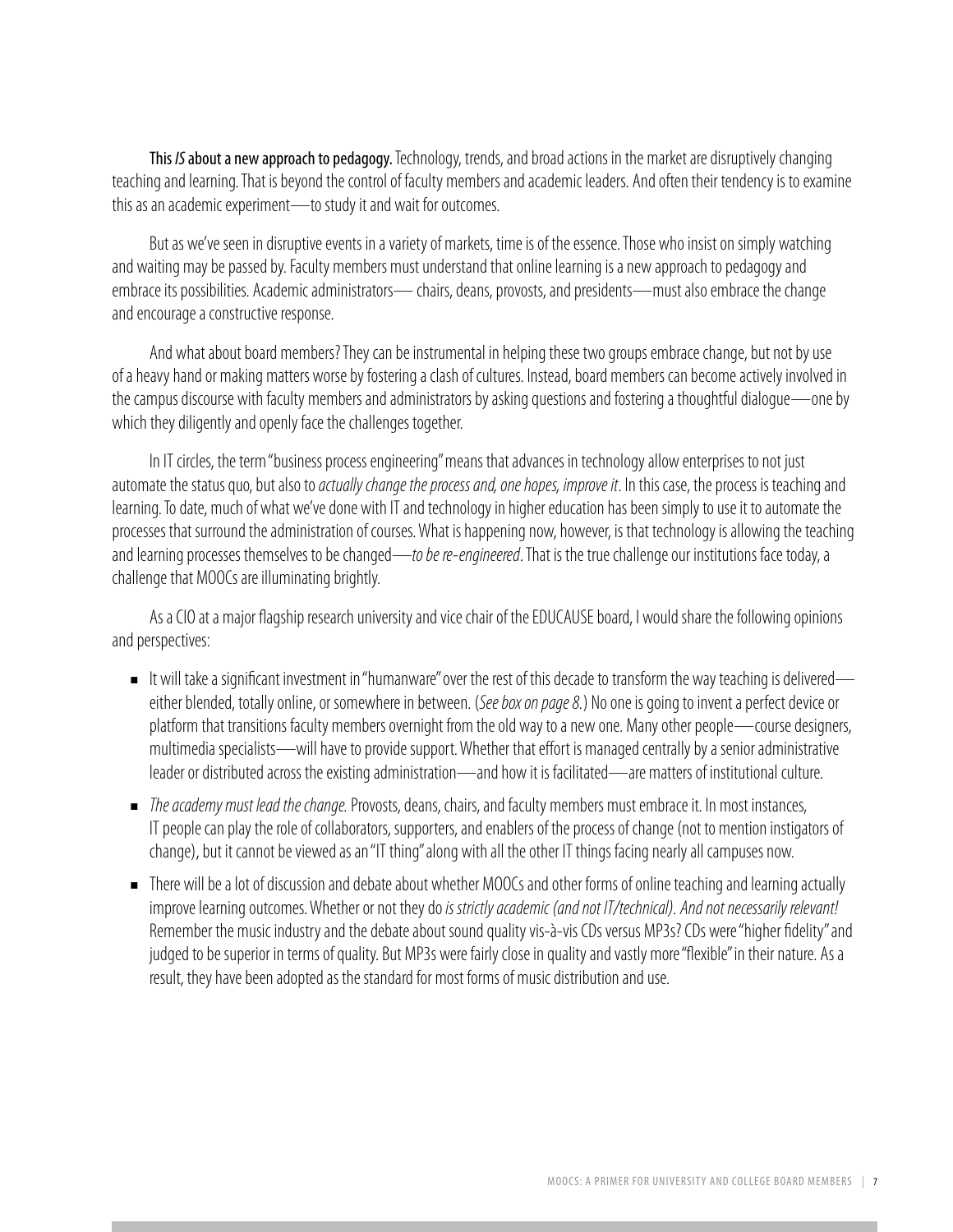**This *IS* about a new approach to pedagogy.** Technology, trends, and broad actions in the market are disruptively changing teaching and learning. That is beyond the control of faculty members and academic leaders. And often their tendency is to examine this as an academic experiment—to study it and wait for outcomes.

But as we've seen in disruptive events in a variety of markets, time is of the essence. Those who insist on simply watching and waiting may be passed by. Faculty members must understand that online learning is a new approach to pedagogy and embrace its possibilities. Academic administrators— chairs, deans, provosts, and presidents—must also embrace the change and encourage a constructive response.

And what about board members? They can be instrumental in helping these two groups embrace change, but not by use of a heavy hand or making matters worse by fostering a clash of cultures. Instead, board members can become actively involved in the campus discourse with faculty members and administrators by asking questions and fostering a thoughtful dialogue—one by which they diligently and openly face the challenges together.

In IT circles, the term "business process engineering" means that advances in technology allow enterprises to not just automate the status quo, but also to *actually change the process and, one hopes, improve it*. In this case, the process is teaching and learning. To date, much of what we've done with IT and technology in higher education has been simply to use it to automate the processes that surround the administration of courses. What is happening now, however, is that technology is allowing the teaching and learning processes themselves to be changed—*to be re-engineered*. That is the true challenge our institutions face today, a challenge that MOOCs are illuminating brightly.

As a CIO at a major flagship research university and vice chair of the EDUCAUSE board, I would share the following opinions and perspectives:

- It will take a significant investment in "humanware" over the rest of this decade to transform the way teaching is delivered—either blended, totally online, or somewhere in between. (*See box on page 8.*) No one is going to invent a perfect device or platform that transitions faculty members overnight from the old way to a new one. Many other people—course designers, multimedia specialists—will have to provide support. Whether that effort is managed centrally by a senior administrative leader or distributed across the existing administration—and how it is facilitated—are matters of institutional culture.
- *The academy must lead the change.* Provosts, deans, chairs, and faculty members must embrace it. In most instances, IT people can play the role of collaborators, supporters, and enablers of the process of change (not to mention instigators of change), but it cannot be viewed as an "IT thing" along with all the other IT things facing nearly all campuses now.
- There will be a lot of discussion and debate about whether MOOCs and other forms of online teaching and learning actually improve learning outcomes. Whether or not they do *is strictly academic (and not IT/technical). And not necessarily relevant!* Remember the music industry and the debate about sound quality vis-à-vis CDs versus MP3s? CDs were "higher fidelity" and judged to be superior in terms of quality. But MP3s were fairly close in quality and vastly more "flexible" in their nature. As a result, they have been adopted as the standard for most forms of music distribution and use.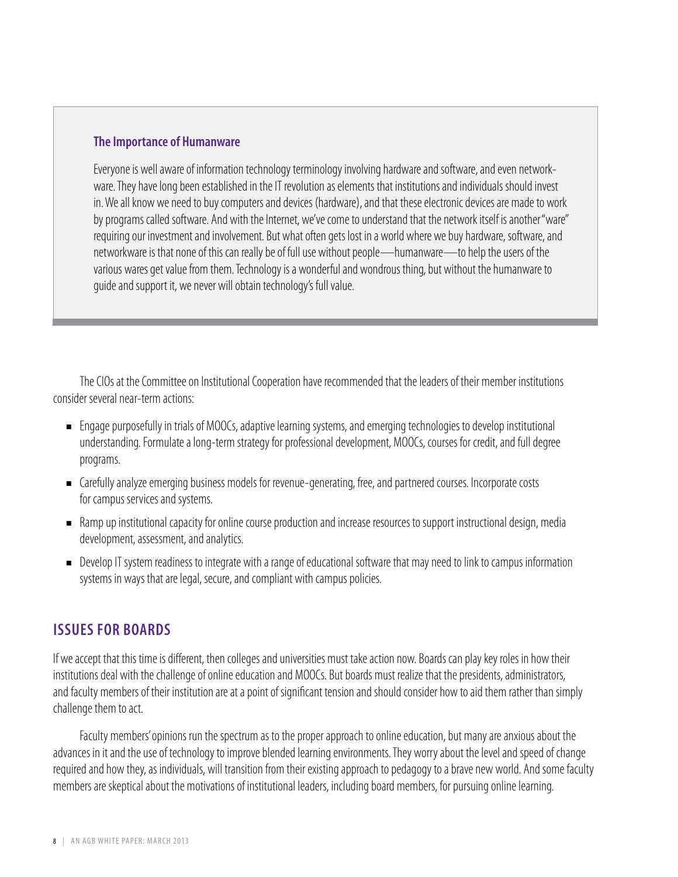### The Importance of Humanware

Everyone is well aware of information technology terminology involving hardware and software, and even network­ware. They have long been established in the IT revolution as elements that institutions and individuals should invest in. We all know we need to buy computers and devices (hardware), and that these electronic devices are made to work by programs called software. And with the Internet, we've come to understand that the network itself is another "ware" requiring our investment and involvement. But what often gets lost in a world where we buy hardware, software, and networkware is that none of this can really be of full use without people—humanware—to help the users of the various wares get value from them. Technology is a wonderful and wondrous thing, but without the humanware to guide and support it, we never will obtain technology's full value.

The CIOs at the Committee on Institutional Cooperation have recommended that the leaders of their member institutions consider several near-term actions:

- Engage purposefully in trials of MOOCs, adaptive learning systems, and emerging technologies to develop institutional understanding. Formulate a long-term strategy for professional development, MOOCs, courses for credit, and full degree programs.
- Carefully analyze emerging business models for revenue-generating, free, and partnered courses. Incorporate costs for campus services and systems.
- Ramp up institutional capacity for online course production and increase resources to support instructional design, media development, assessment, and analytics.
- Develop IT system readiness to integrate with a range of educational software that may need to link to campus information systems in ways that are legal, secure, and compliant with campus policies.

## ISSUES FOR BOARDS

If we accept that this time is different, then colleges and universities must take action now. Boards can play key roles in how their institutions deal with the challenge of online education and MOOCs. But boards must realize that the presidents, administrators, and faculty members of their institution are at a point of significant tension and should consider how to aid them rather than simply challenge them to act.

Faculty members' opinions run the spectrum as to the proper approach to online education, but many are anxious about the advances in it and the use of technology to improve blended learning environments. They worry about the level and speed of change required and how they, as individuals, will transition from their existing approach to pedagogy to a brave new world. And some faculty members are skeptical about the motivations of institutional leaders, including board members, for pursuing online learning.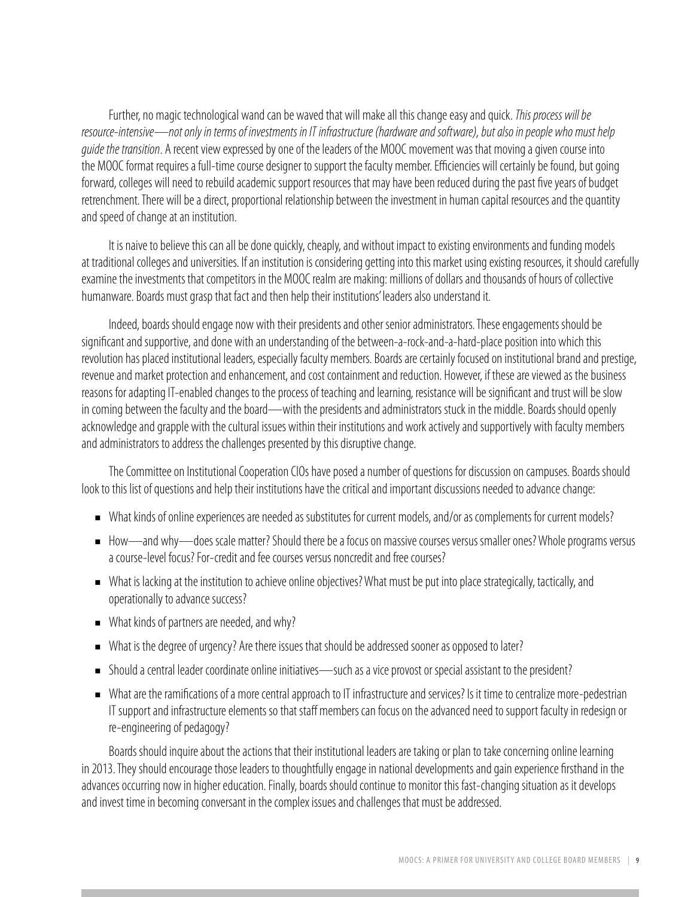Further, no magic technological wand can be waved that will make all this change easy and quick. *This process will be resource-intensive—not only in terms of investments in IT infrastructure (hardware and software), but also in people who must help guide the transition*. A recent view expressed by one of the leaders of the MOOC movement was that moving a given course into the MOOC format requires a full-time course designer to support the faculty member. Efficiencies will certainly be found, but going forward, colleges will need to rebuild academic support resources that may have been reduced during the past five years of budget retrenchment. There will be a direct, proportional relationship between the investment in human capital resources and the quantity and speed of change at an institution.

It is naive to believe this can all be done quickly, cheaply, and without impact to existing environments and funding models at traditional colleges and universities. If an institution is considering getting into this market using existing resources, it should carefully examine the investments that competitors in the MOOC realm are making: millions of dollars and thousands of hours of collective humanware. Boards must grasp that fact and then help their institutions' leaders also understand it.

Indeed, boards should engage now with their presidents and other senior administrators. These engagements should be significant and supportive, and done with an understanding of the between-a-rock-and-a-hard-place position into which this revolution has placed institutional leaders, especially faculty members. Boards are certainly focused on institutional brand and prestige, revenue and market protection and enhancement, and cost containment and reduction. However, if these are viewed as the business reasons for adapting IT-enabled changes to the process of teaching and learning, resistance will be significant and trust will be slow in coming between the faculty and the board—with the presidents and administrators stuck in the middle. Boards should openly acknowledge and grapple with the cultural issues within their institutions and work actively and supportively with faculty members and administrators to address the challenges presented by this disruptive change.

The Committee on Institutional Cooperation CIOs have posed a number of questions for discussion on campuses. Boards should look to this list of questions and help their institutions have the critical and important discussions needed to advance change:

- What kinds of online experiences are needed as substitutes for current models, and/or as complements for current models?
- How—and why—does scale matter? Should there be a focus on massive courses versus smaller ones? Whole programs versus a course-level focus? For-credit and fee courses versus noncredit and free courses?
- What is lacking at the institution to achieve online objectives? What must be put into place strategically, tactically, and operationally to advance success?
- What kinds of partners are needed, and why?
- What is the degree of urgency? Are there issues that should be addressed sooner as opposed to later?
- Should a central leader coordinate online initiatives—such as a vice provost or special assistant to the president?
- What are the ramifications of a more central approach to IT infrastructure and services? Is it time to centralize more-pedestrian IT support and infrastructure elements so that staff members can focus on the advanced need to support faculty in redesign or re-engineering of pedagogy?

Boards should inquire about the actions that their institutional leaders are taking or plan to take concerning online learning in 2013. They should encourage those leaders to thoughtfully engage in national developments and gain experience firsthand in the advances occurring now in higher education. Finally, boards should continue to monitor this fast-changing situation as it develops and invest time in becoming conversant in the complex issues and challenges that must be addressed.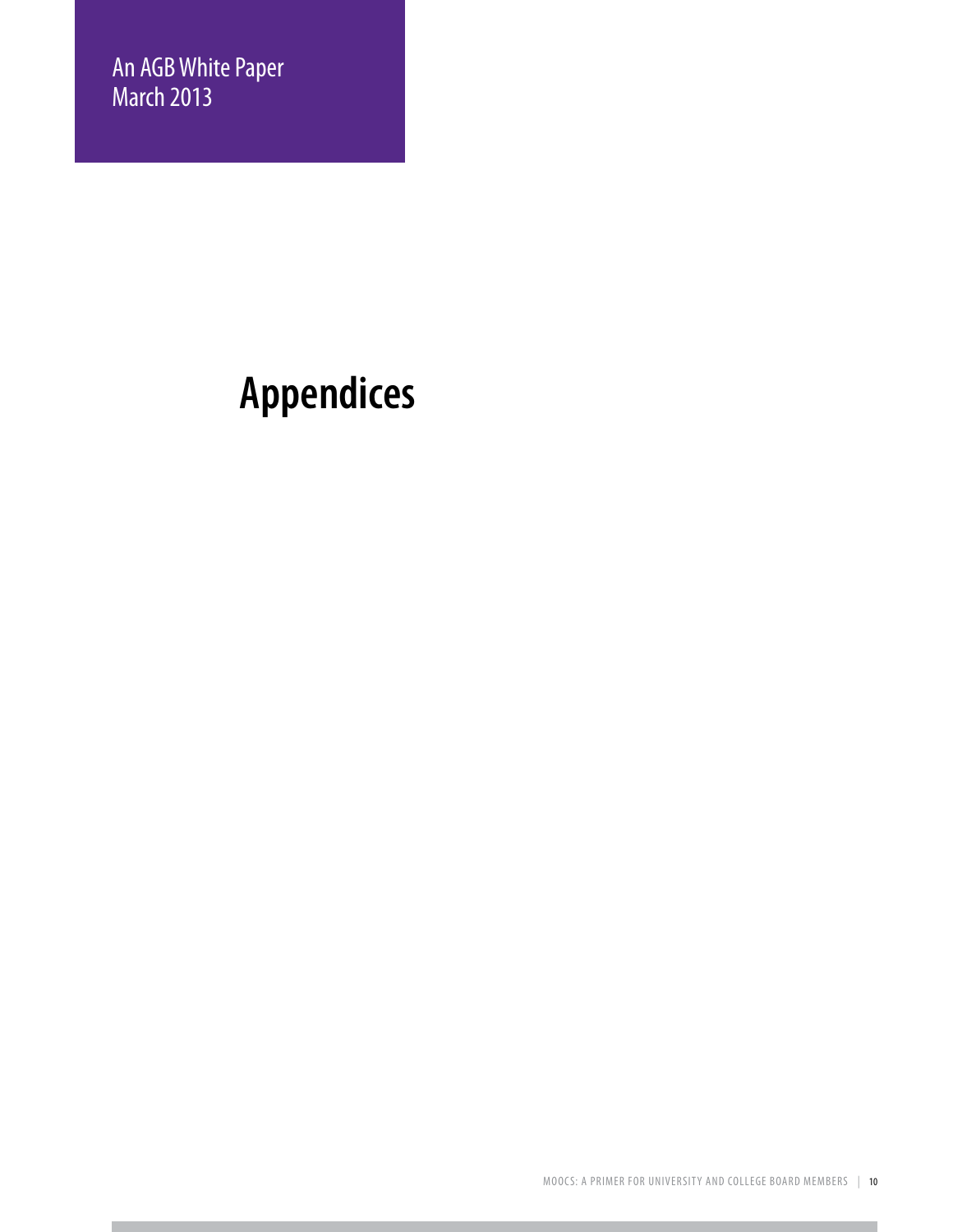An AGB White Paper
March 2013

# Appendices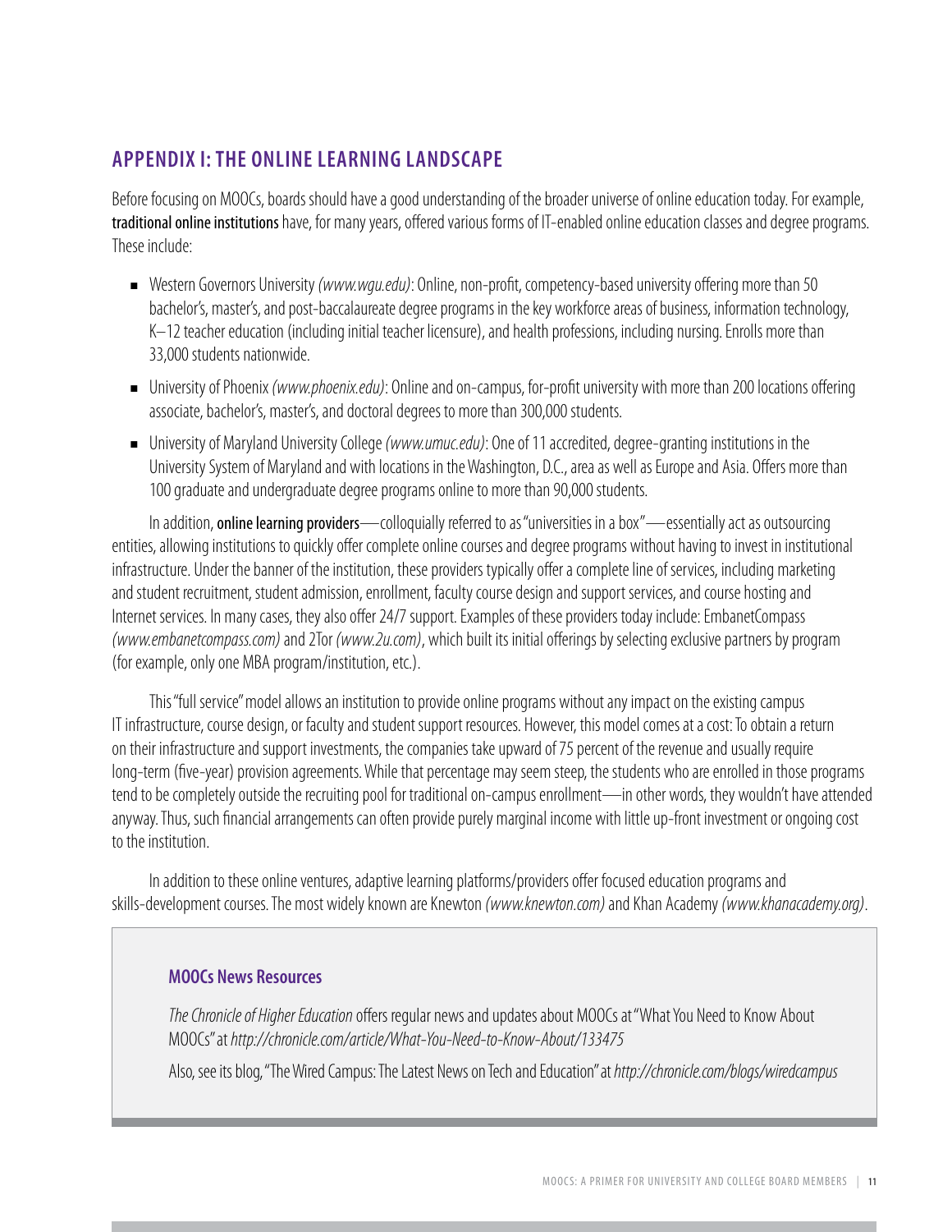## APPENDIX I: THE ONLINE LEARNING LANDSCAPE

Before focusing on MOOCs, boards should have a good understanding of the broader universe of online education today. For example, **traditional online institutions** have, for many years, offered various forms of IT-enabled online education classes and degree programs. These include:

- Western Governors University *(www.wgu.edu)*: Online, non-profit, competency-based university offering more than 50 bachelor's, master's, and post-baccalaureate degree programs in the key workforce areas of business, information technology, K–12 teacher education (including initial teacher licensure), and health professions, including nursing. Enrolls more than 33,000 students nationwide.
- University of Phoenix *(www.phoenix.edu)*: Online and on-campus, for-profit university with more than 200 locations offering associate, bachelor's, master's, and doctoral degrees to more than 300,000 students.
- University of Maryland University College *(www.umuc.edu)*: One of 11 accredited, degree-granting institutions in the University System of Maryland and with locations in the Washington, D.C., area as well as Europe and Asia. Offers more than 100 graduate and undergraduate degree programs online to more than 90,000 students.

In addition, **online learning providers**—colloquially referred to as "universities in a box"—essentially act as outsourcing entities, allowing institutions to quickly offer complete online courses and degree programs without having to invest in institutional infrastructure. Under the banner of the institution, these providers typically offer a complete line of services, including marketing and student recruitment, student admission, enrollment, faculty course design and support services, and course hosting and Internet services. In many cases, they also offer 24/7 support. Examples of these providers today include: EmbanetCompass *(www.embanetcompass.com)* and 2Tor *(www.2u.com)*, which built its initial offerings by selecting exclusive partners by program (for example, only one MBA program/institution, etc.).

This "full service" model allows an institution to provide online programs without any impact on the existing campus IT infrastructure, course design, or faculty and student support resources. However, this model comes at a cost: To obtain a return on their infrastructure and support investments, the companies take upward of 75 percent of the revenue and usually require long-term (five-year) provision agreements. While that percentage may seem steep, the students who are enrolled in those programs tend to be completely outside the recruiting pool for traditional on-campus enrollment—in other words, they wouldn't have attended anyway. Thus, such financial arrangements can often provide purely marginal income with little up-front investment or ongoing cost to the institution.

In addition to these online ventures, adaptive learning platforms/providers offer focused education programs and skills-development courses. The most widely known are Knewton *(www.knewton.com)* and Khan Academy *(www.khanacademy.org)*.

### MOOCs News Resources

*The Chronicle of Higher Education* offers regular news and updates about MOOCs at "What You Need to Know About MOOCs" at *http://chronicle.com/article/What-You-Need-to-Know-About/133475*

Also, see its blog, "The Wired Campus: The Latest News on Tech and Education" at *http://chronicle.com/blogs/wiredcampus*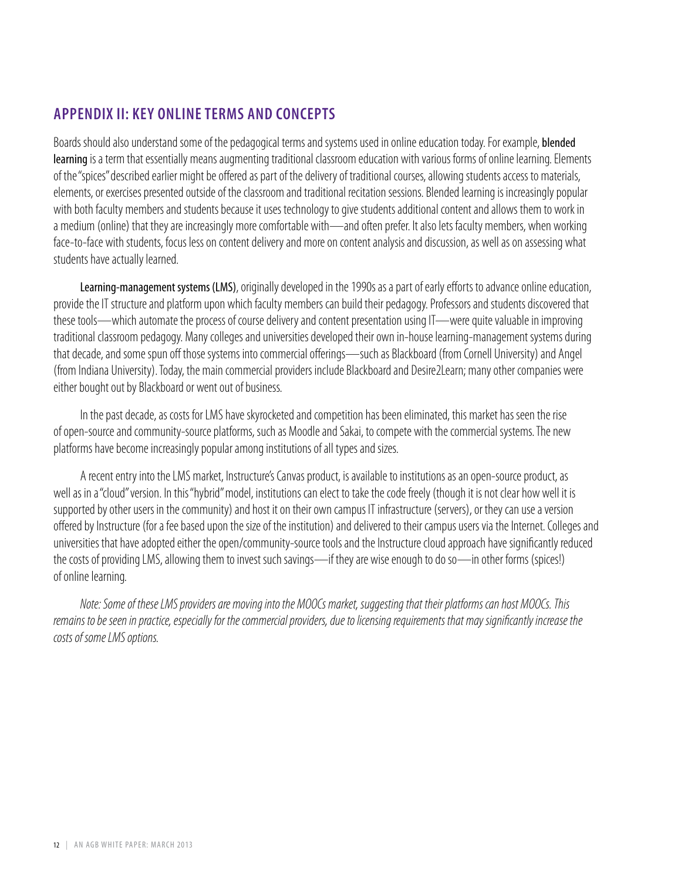## APPENDIX II: KEY ONLINE TERMS AND CONCEPTS

Boards should also understand some of the pedagogical terms and systems used in online education today. For example, **blended learning** is a term that essentially means augmenting traditional classroom education with various forms of online learning. Elements of the "spices" described earlier might be offered as part of the delivery of traditional courses, allowing students access to materials, elements, or exercises presented outside of the classroom and traditional recitation sessions. Blended learning is increasingly popular with both faculty members and students because it uses technology to give students additional content and allows them to work in a medium (online) that they are increasingly more comfortable with—and often prefer. It also lets faculty members, when working face-to-face with students, focus less on content delivery and more on content analysis and discussion, as well as on assessing what students have actually learned.

**Learning-management systems (LMS)**, originally developed in the 1990s as a part of early efforts to advance online education, provide the IT structure and platform upon which faculty members can build their pedagogy. Professors and students discovered that these tools—which automate the process of course delivery and content presentation using IT—were quite valuable in improving traditional classroom pedagogy. Many colleges and universities developed their own in-house learning-management systems during that decade, and some spun off those systems into commercial offerings—such as Blackboard (from Cornell University) and Angel (from Indiana University). Today, the main commercial providers include Blackboard and Desire2Learn; many other companies were either bought out by Blackboard or went out of business.

In the past decade, as costs for LMS have skyrocketed and competition has been eliminated, this market has seen the rise of open-source and community-source platforms, such as Moodle and Sakai, to compete with the commercial systems. The new platforms have become increasingly popular among institutions of all types and sizes.

A recent entry into the LMS market, Instructure's Canvas product, is available to institutions as an open-source product, as well as in a "cloud" version. In this "hybrid" model, institutions can elect to take the code freely (though it is not clear how well it is supported by other users in the community) and host it on their own campus IT infrastructure (servers), or they can use a version offered by Instructure (for a fee based upon the size of the institution) and delivered to their campus users via the Internet. Colleges and universities that have adopted either the open/community-source tools and the Instructure cloud approach have significantly reduced the costs of providing LMS, allowing them to invest such savings—if they are wise enough to do so—in other forms (spices!) of online learning.

*Note: Some of these LMS providers are moving into the MOOCs market, suggesting that their platforms can host MOOCs. This remains to be seen in practice, especially for the commercial providers, due to licensing requirements that may significantly increase the costs of some LMS options.*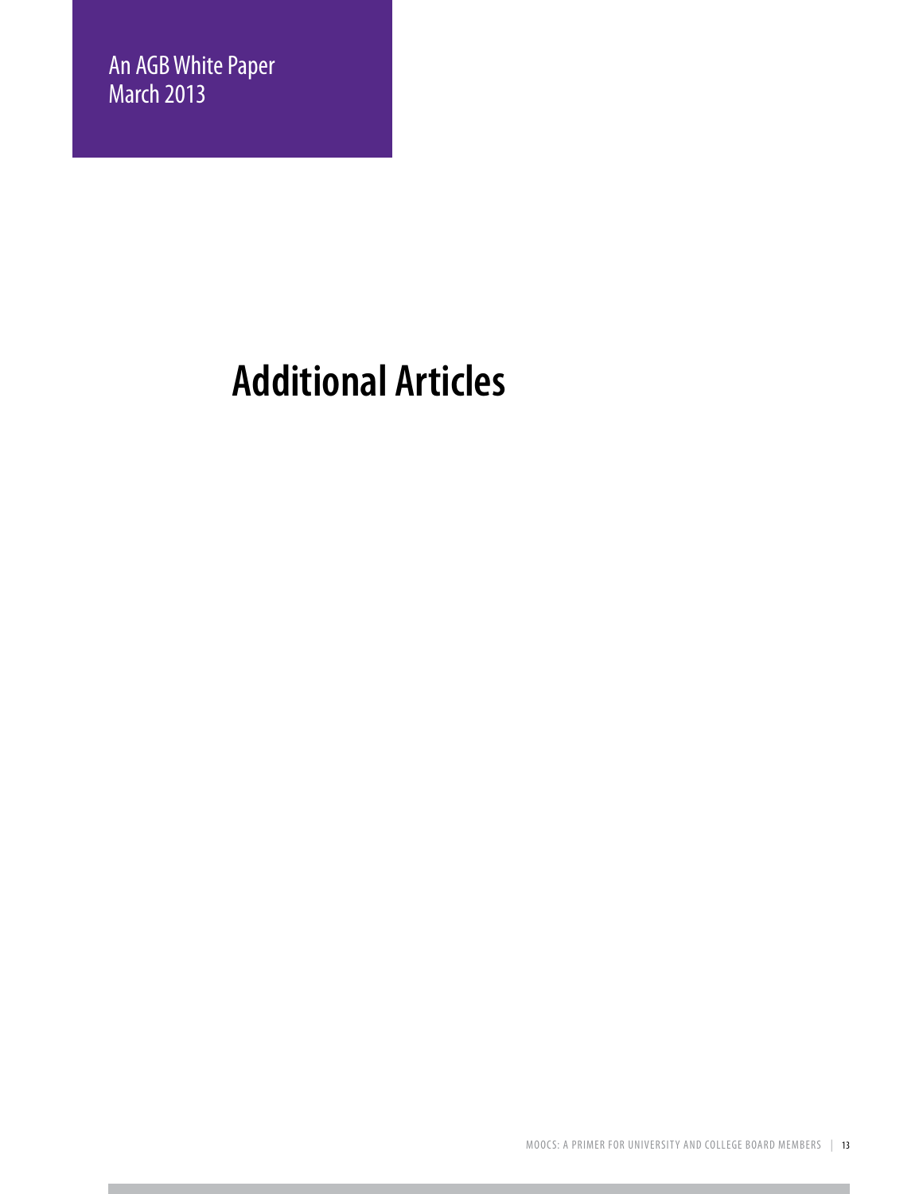An AGB White Paper
March 2013

# Additional Articles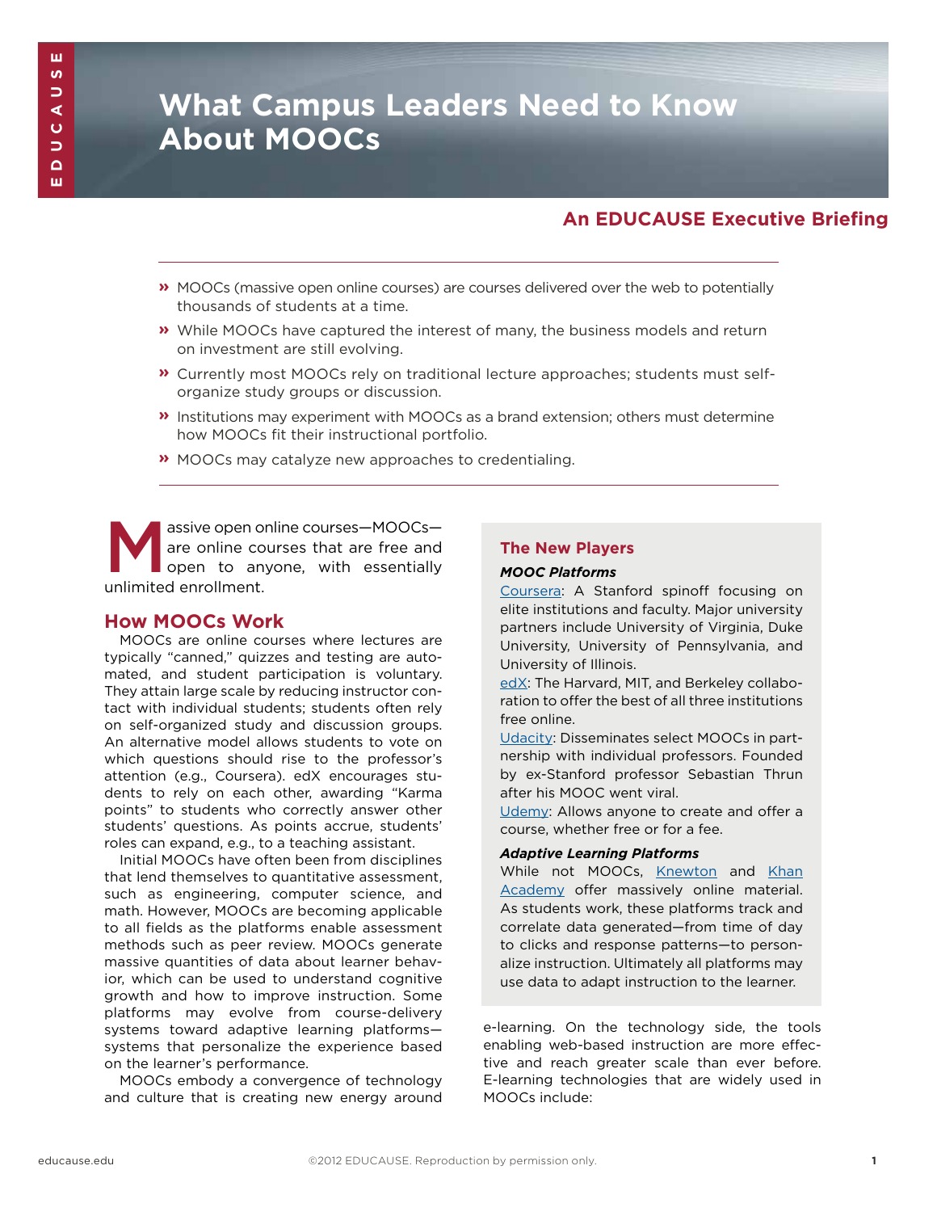# What Campus Leaders Need to Know About MOOCs

## An EDUCAUSE Executive Briefing

- » MOOCs (massive open online courses) are courses delivered over the web to potentially thousands of students at a time.
- » While MOOCs have captured the interest of many, the business models and return on investment are still evolving.
- » Currently most MOOCs rely on traditional lecture approaches; students must self-organize study groups or discussion.
- » Institutions may experiment with MOOCs as a brand extension; others must determine how MOOCs fit their instructional portfolio.
- » MOOCs may catalyze new approaches to credentialing.

Massive open online courses—MOOCs—are online courses that are free and open to anyone, with essentially unlimited enrollment.

## How MOOCs Work

MOOCs are online courses where lectures are typically "canned," quizzes and testing are automated, and student participation is voluntary. They attain large scale by reducing instructor contact with individual students; students often rely on self-organized study and discussion groups. An alternative model allows students to vote on which questions should rise to the professor's attention (e.g., Coursera). edX encourages students to rely on each other, awarding "Karma points" to students who correctly answer other students' questions. As points accrue, students' roles can expand, e.g., to a teaching assistant.

Initial MOOCs have often been from disciplines that lend themselves to quantitative assessment, such as engineering, computer science, and math. However, MOOCs are becoming applicable to all fields as the platforms enable assessment methods such as peer review. MOOCs generate massive quantities of data about learner behavior, which can be used to understand cognitive growth and how to improve instruction. Some platforms may evolve from course-delivery systems toward adaptive learning platforms—systems that personalize the experience based on the learner's performance.

MOOCs embody a convergence of technology and culture that is creating new energy around e-learning. On the technology side, the tools enabling web-based instruction are more effective and reach greater scale than ever before. E-learning technologies that are widely used in MOOCs include:

### The New Players

#### *MOOC Platforms*

Coursera: A Stanford spinoff focusing on elite institutions and faculty. Major university partners include University of Virginia, Duke University, University of Pennsylvania, and University of Illinois.

edX: The Harvard, MIT, and Berkeley collaboration to offer the best of all three institutions free online.

Udacity: Disseminates select MOOCs in partnership with individual professors. Founded by ex-Stanford professor Sebastian Thrun after his MOOC went viral.

Udemy: Allows anyone to create and offer a course, whether free or for a fee.

#### *Adaptive Learning Platforms*

While not MOOCs, Knewton and Khan Academy offer massively online material. As students work, these platforms track and correlate data generated—from time of day to clicks and response patterns—to personalize instruction. Ultimately all platforms may use data to adapt instruction to the learner.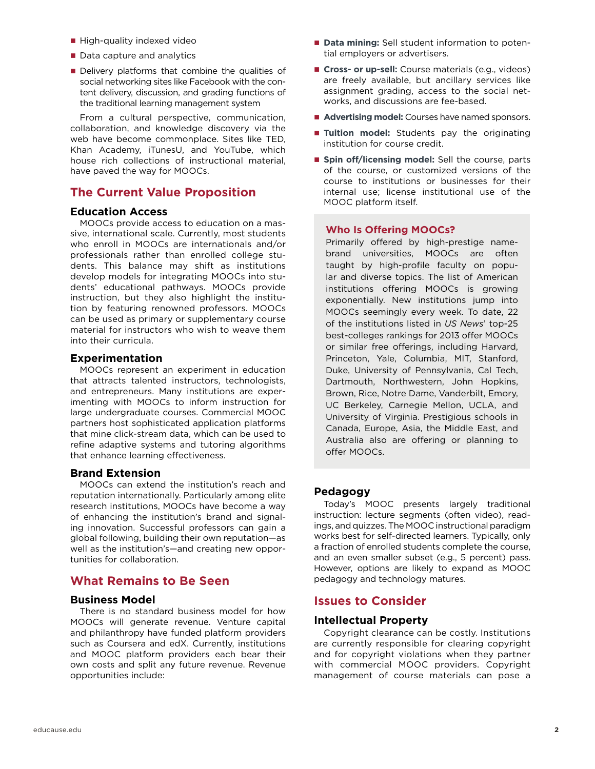- High-quality indexed video
- Data capture and analytics
- Delivery platforms that combine the qualities of social networking sites like Facebook with the content delivery, discussion, and grading functions of the traditional learning management system

From a cultural perspective, communication, collaboration, and knowledge discovery via the web have become commonplace. Sites like TED, Khan Academy, iTunesU, and YouTube, which house rich collections of instructional material, have paved the way for MOOCs.

## The Current Value Proposition

### Education Access

MOOCs provide access to education on a massive, international scale. Currently, most students who enroll in MOOCs are internationals and/or professionals rather than enrolled college students. This balance may shift as institutions develop models for integrating MOOCs into students' educational pathways. MOOCs provide instruction, but they also highlight the institution by featuring renowned professors. MOOCs can be used as primary or supplementary course material for instructors who wish to weave them into their curricula.

### Experimentation

MOOCs represent an experiment in education that attracts talented instructors, technologists, and entrepreneurs. Many institutions are experimenting with MOOCs to inform instruction for large undergraduate courses. Commercial MOOC partners host sophisticated application platforms that mine click-stream data, which can be used to refine adaptive systems and tutoring algorithms that enhance learning effectiveness.

### Brand Extension

MOOCs can extend the institution's reach and reputation internationally. Particularly among elite research institutions, MOOCs have become a way of enhancing the institution's brand and signaling innovation. Successful professors can gain a global following, building their own reputation—as well as the institution's—and creating new opportunities for collaboration.

## What Remains to Be Seen

### Business Model

There is no standard business model for how MOOCs will generate revenue. Venture capital and philanthropy have funded platform providers such as Coursera and edX. Currently, institutions and MOOC platform providers each bear their own costs and split any future revenue. Revenue opportunities include:

- **Data mining:** Sell student information to potential employers or advertisers.
- **Cross- or up-sell:** Course materials (e.g., videos) are freely available, but ancillary services like assignment grading, access to the social networks, and discussions are fee-based.
- **Advertising model:** Courses have named sponsors.
- **Tuition model:** Students pay the originating institution for course credit.
- **Spin off/licensing model:** Sell the course, parts of the course, or customized versions of the course to institutions or businesses for their internal use; license institutional use of the MOOC platform itself.

### Who Is Offering MOOCs?

Primarily offered by high-prestige name-brand universities, MOOCs are often taught by high-profile faculty on popular and diverse topics. The list of American institutions offering MOOCs is growing exponentially. New institutions jump into MOOCs seemingly every week. To date, 22 of the institutions listed in *US News*' top-25 best-colleges rankings for 2013 offer MOOCs or similar free offerings, including Harvard, Princeton, Yale, Columbia, MIT, Stanford, Duke, University of Pennsylvania, Cal Tech, Dartmouth, Northwestern, John Hopkins, Brown, Rice, Notre Dame, Vanderbilt, Emory, UC Berkeley, Carnegie Mellon, UCLA, and University of Virginia. Prestigious schools in Canada, Europe, Asia, the Middle East, and Australia also are offering or planning to offer MOOCs.

### Pedagogy

Today's MOOC presents largely traditional instruction: lecture segments (often video), readings, and quizzes. The MOOC instructional paradigm works best for self-directed learners. Typically, only a fraction of enrolled students complete the course, and an even smaller subset (e.g., 5 percent) pass. However, options are likely to expand as MOOC pedagogy and technology matures.

## Issues to Consider

### Intellectual Property

Copyright clearance can be costly. Institutions are currently responsible for clearing copyright and for copyright violations when they partner with commercial MOOC providers. Copyright management of course materials can pose a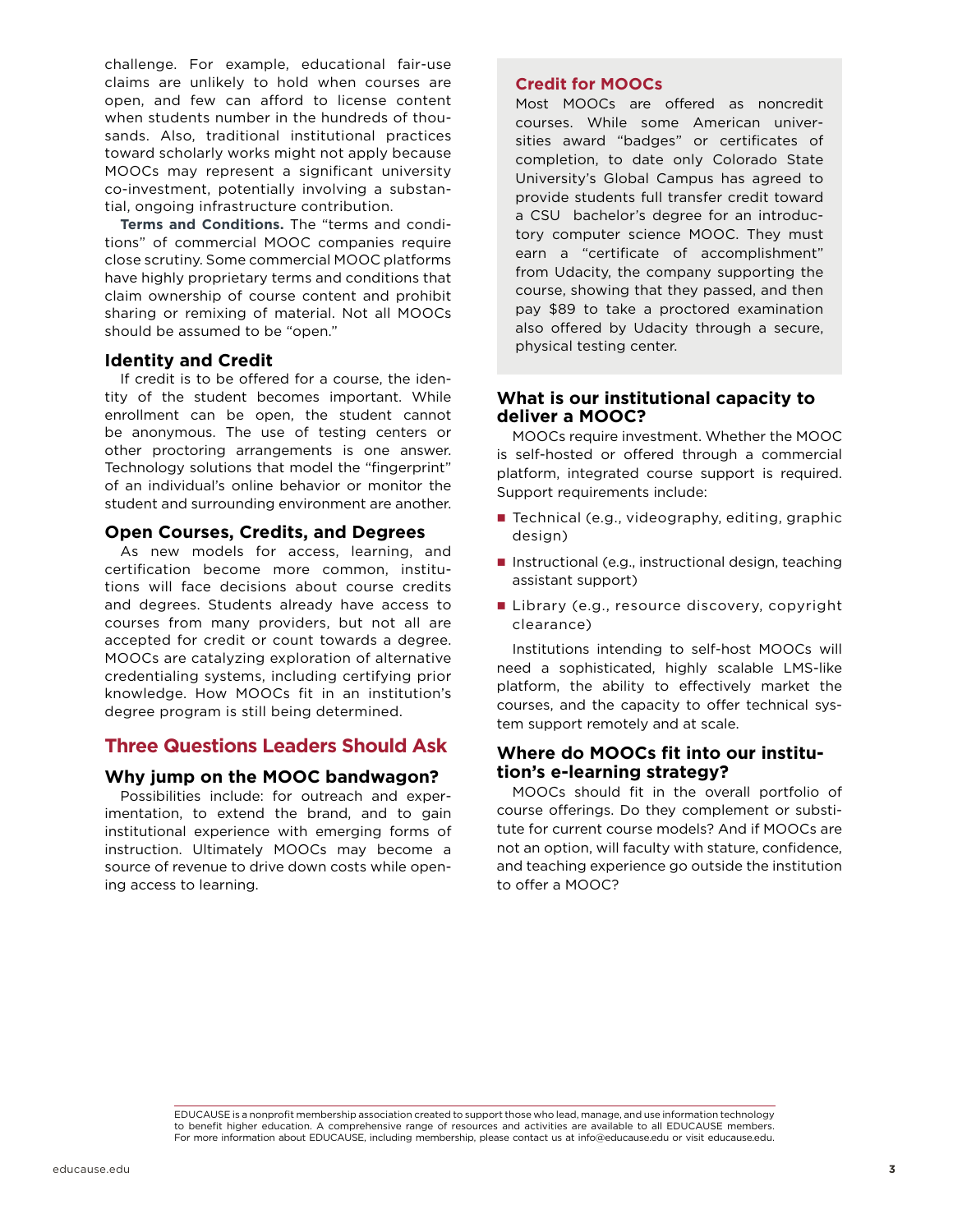challenge. For example, educational fair-use claims are unlikely to hold when courses are open, and few can afford to license content when students number in the hundreds of thousands. Also, traditional institutional practices toward scholarly works might not apply because MOOCs may represent a significant university co-investment, potentially involving a substantial, ongoing infrastructure contribution.

**Terms and Conditions.** The "terms and conditions" of commercial MOOC companies require close scrutiny. Some commercial MOOC platforms have highly proprietary terms and conditions that claim ownership of course content and prohibit sharing or remixing of material. Not all MOOCs should be assumed to be "open."

### Identity and Credit

If credit is to be offered for a course, the identity of the student becomes important. While enrollment can be open, the student cannot be anonymous. The use of testing centers or other proctoring arrangements is one answer. Technology solutions that model the "fingerprint" of an individual's online behavior or monitor the student and surrounding environment are another.

### Open Courses, Credits, and Degrees

As new models for access, learning, and certification become more common, institutions will face decisions about course credits and degrees. Students already have access to courses from many providers, but not all are accepted for credit or count towards a degree. MOOCs are catalyzing exploration of alternative credentialing systems, including certifying prior knowledge. How MOOCs fit in an institution's degree program is still being determined.

## Three Questions Leaders Should Ask

### Why jump on the MOOC bandwagon?

Possibilities include: for outreach and experimentation, to extend the brand, and to gain institutional experience with emerging forms of instruction. Ultimately MOOCs may become a source of revenue to drive down costs while opening access to learning.

### Credit for MOOCs

Most MOOCs are offered as noncredit courses. While some American universities award "badges" or certificates of completion, to date only Colorado State University's Global Campus has agreed to provide students full transfer credit toward a CSU bachelor's degree for an introductory computer science MOOC. They must earn a "certificate of accomplishment" from Udacity, the company supporting the course, showing that they passed, and then pay $89 to take a proctored examination also offered by Udacity through a secure, physical testing center.

### What is our institutional capacity to deliver a MOOC?

MOOCs require investment. Whether the MOOC is self-hosted or offered through a commercial platform, integrated course support is required. Support requirements include:

- Technical (e.g., videography, editing, graphic design)
- Instructional (e.g., instructional design, teaching assistant support)
- Library (e.g., resource discovery, copyright clearance)

Institutions intending to self-host MOOCs will need a sophisticated, highly scalable LMS-like platform, the ability to effectively market the courses, and the capacity to offer technical system support remotely and at scale.

### Where do MOOCs fit into our institution's e-learning strategy?

MOOCs should fit in the overall portfolio of course offerings. Do they complement or substitute for current course models? And if MOOCs are not an option, will faculty with stature, confidence, and teaching experience go outside the institution to offer a MOOC?

EDUCAUSE is a nonprofit membership association created to support those who lead, manage, and use information technology to benefit higher education. A comprehensive range of resources and activities are available to all EDUCAUSE members. For more information about EDUCAUSE, including membership, please contact us at info@educause.edu or visit educause.edu.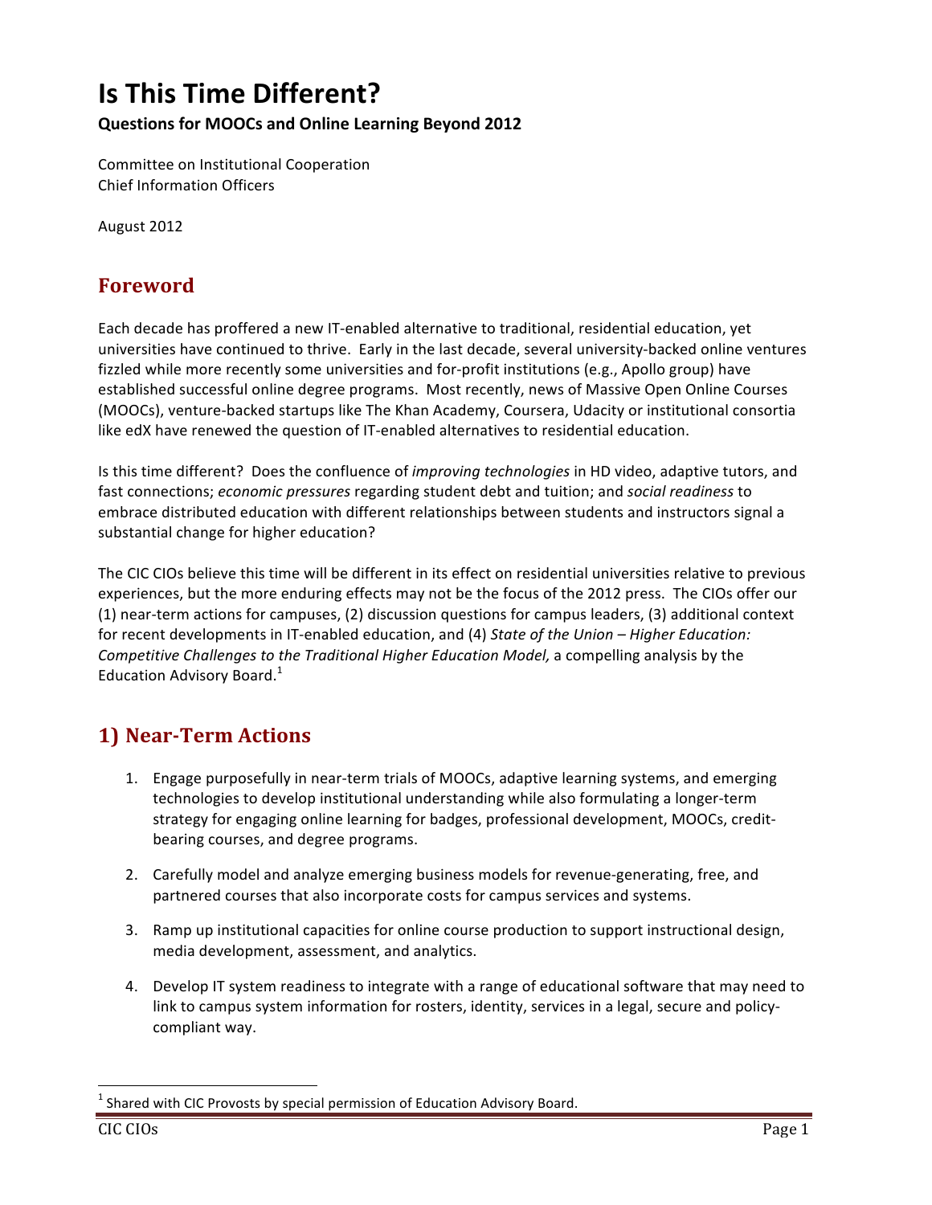# Is This Time Different?

**Questions for MOOCs and Online Learning Beyond 2012**

Committee on Institutional Cooperation
Chief Information Officers

August 2012

## Foreword

Each decade has proffered a new IT-enabled alternative to traditional, residential education, yet universities have continued to thrive. Early in the last decade, several university-backed online ventures fizzled while more recently some universities and for-profit institutions (e.g., Apollo group) have established successful online degree programs. Most recently, news of Massive Open Online Courses (MOOCs), venture-backed startups like The Khan Academy, Coursera, Udacity or institutional consortia like edX have renewed the question of IT-enabled alternatives to residential education.

Is this time different? Does the confluence of *improving technologies* in HD video, adaptive tutors, and fast connections; *economic pressures* regarding student debt and tuition; and *social readiness* to embrace distributed education with different relationships between students and instructors signal a substantial change for higher education?

The CIC CIOs believe this time will be different in its effect on residential universities relative to previous experiences, but the more enduring effects may not be the focus of the 2012 press. The CIOs offer our (1) near-term actions for campuses, (2) discussion questions for campus leaders, (3) additional context for recent developments in IT-enabled education, and (4) *State of the Union – Higher Education: Competitive Challenges to the Traditional Higher Education Model,* a compelling analysis by the Education Advisory Board.[1]

## 1) Near-Term Actions

1. Engage purposefully in near-term trials of MOOCs, adaptive learning systems, and emerging technologies to develop institutional understanding while also formulating a longer-term strategy for engaging online learning for badges, professional development, MOOCs, credit-bearing courses, and degree programs.

2. Carefully model and analyze emerging business models for revenue-generating, free, and partnered courses that also incorporate costs for campus services and systems.

3. Ramp up institutional capacities for online course production to support instructional design, media development, assessment, and analytics.

4. Develop IT system readiness to integrate with a range of educational software that may need to link to campus system information for rosters, identity, services in a legal, secure and policy-compliant way.

[1] Shared with CIC Provosts by special permission of Education Advisory Board.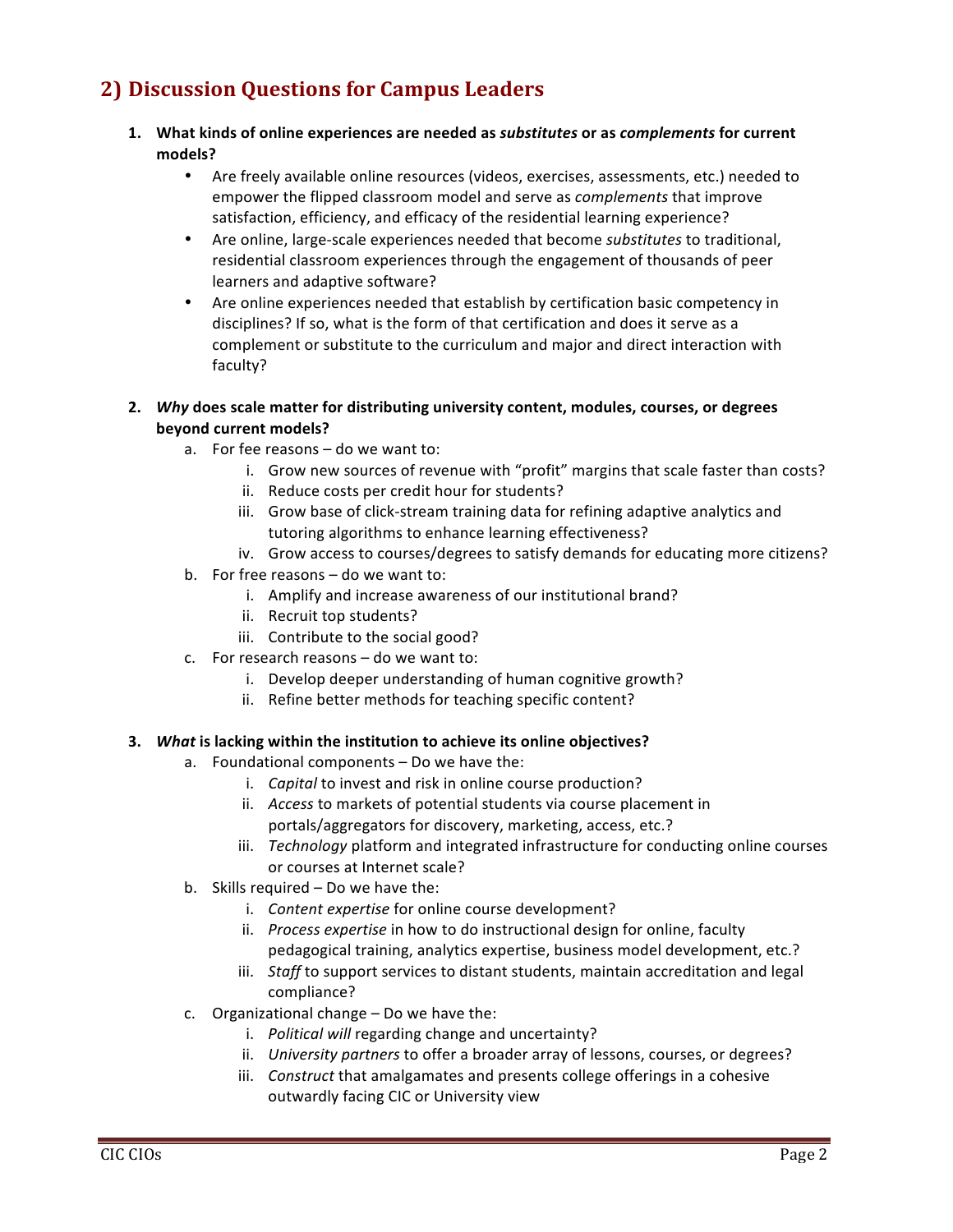## 2) Discussion Questions for Campus Leaders

1. **What kinds of online experiences are needed as *substitutes* or as *complements* for current models?**
   - Are freely available online resources (videos, exercises, assessments, etc.) needed to empower the flipped classroom model and serve as *complements* that improve satisfaction, efficiency, and efficacy of the residential learning experience?
   - Are online, large-scale experiences needed that become *substitutes* to traditional, residential classroom experiences through the engagement of thousands of peer learners and adaptive software?
   - Are online experiences needed that establish by certification basic competency in disciplines? If so, what is the form of that certification and does it serve as a complement or substitute to the curriculum and major and direct interaction with faculty?

2. ***Why* does scale matter for distributing university content, modules, courses, or degrees beyond current models?**
   a. For fee reasons – do we want to:
      i. Grow new sources of revenue with "profit" margins that scale faster than costs?
      ii. Reduce costs per credit hour for students?
      iii. Grow base of click-stream training data for refining adaptive analytics and tutoring algorithms to enhance learning effectiveness?
      iv. Grow access to courses/degrees to satisfy demands for educating more citizens?
   b. For free reasons – do we want to:
      i. Amplify and increase awareness of our institutional brand?
      ii. Recruit top students?
      iii. Contribute to the social good?
   c. For research reasons – do we want to:
      i. Develop deeper understanding of human cognitive growth?
      ii. Refine better methods for teaching specific content?

3. ***What* is lacking within the institution to achieve its online objectives?**
   a. Foundational components – Do we have the:
      i. *Capital* to invest and risk in online course production?
      ii. *Access* to markets of potential students via course placement in portals/aggregators for discovery, marketing, access, etc.?
      iii. *Technology* platform and integrated infrastructure for conducting online courses or courses at Internet scale?
   b. Skills required – Do we have the:
      i. *Content expertise* for online course development?
      ii. *Process expertise* in how to do instructional design for online, faculty pedagogical training, analytics expertise, business model development, etc.?
      iii. *Staff* to support services to distant students, maintain accreditation and legal compliance?
   c. Organizational change – Do we have the:
      i. *Political will* regarding change and uncertainty?
      ii. *University partners* to offer a broader array of lessons, courses, or degrees?
      iii. *Construct* that amalgamates and presents college offerings in a cohesive outwardly facing CIC or University view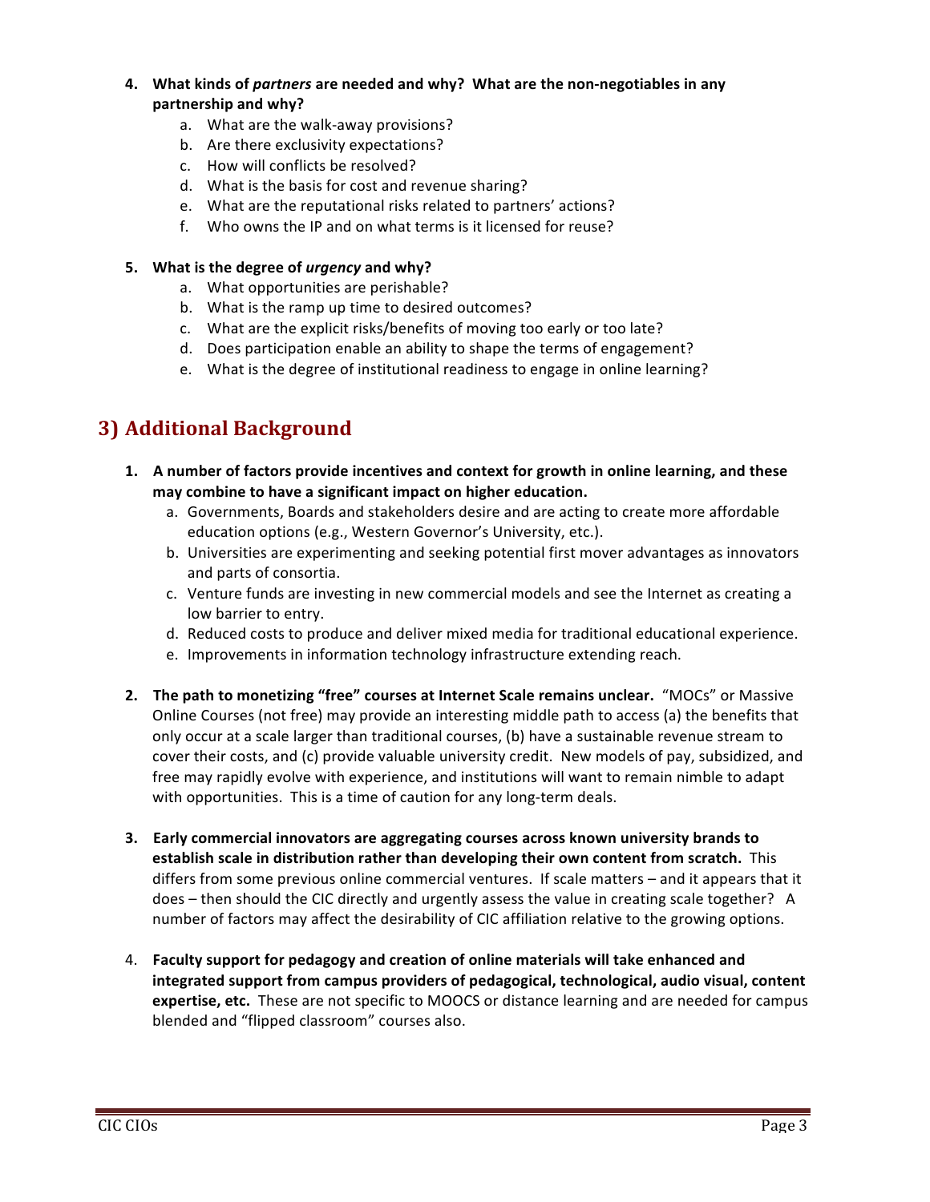4. **What kinds of *partners* are needed and why? What are the non-negotiables in any partnership and why?**
   a. What are the walk-away provisions?
   b. Are there exclusivity expectations?
   c. How will conflicts be resolved?
   d. What is the basis for cost and revenue sharing?
   e. What are the reputational risks related to partners' actions?
   f. Who owns the IP and on what terms is it licensed for reuse?

5. **What is the degree of *urgency* and why?**
   a. What opportunities are perishable?
   b. What is the ramp up time to desired outcomes?
   c. What are the explicit risks/benefits of moving too early or too late?
   d. Does participation enable an ability to shape the terms of engagement?
   e. What is the degree of institutional readiness to engage in online learning?

## 3) Additional Background

1. **A number of factors provide incentives and context for growth in online learning, and these may combine to have a significant impact on higher education.**
   a. Governments, Boards and stakeholders desire and are acting to create more affordable education options (e.g., Western Governor's University, etc.).
   b. Universities are experimenting and seeking potential first mover advantages as innovators and parts of consortia.
   c. Venture funds are investing in new commercial models and see the Internet as creating a low barrier to entry.
   d. Reduced costs to produce and deliver mixed media for traditional educational experience.
   e. Improvements in information technology infrastructure extending reach.

2. **The path to monetizing "free" courses at Internet Scale remains unclear.** "MOCs" or Massive Online Courses (not free) may provide an interesting middle path to access (a) the benefits that only occur at a scale larger than traditional courses, (b) have a sustainable revenue stream to cover their costs, and (c) provide valuable university credit. New models of pay, subsidized, and free may rapidly evolve with experience, and institutions will want to remain nimble to adapt with opportunities. This is a time of caution for any long-term deals.

3. **Early commercial innovators are aggregating courses across known university brands to establish scale in distribution rather than developing their own content from scratch.** This differs from some previous online commercial ventures. If scale matters – and it appears that it does – then should the CIC directly and urgently assess the value in creating scale together? A number of factors may affect the desirability of CIC affiliation relative to the growing options.

4. **Faculty support for pedagogy and creation of online materials will take enhanced and integrated support from campus providers of pedagogical, technological, audio visual, content expertise, etc.** These are not specific to MOOCS or distance learning and are needed for campus blended and "flipped classroom" courses also.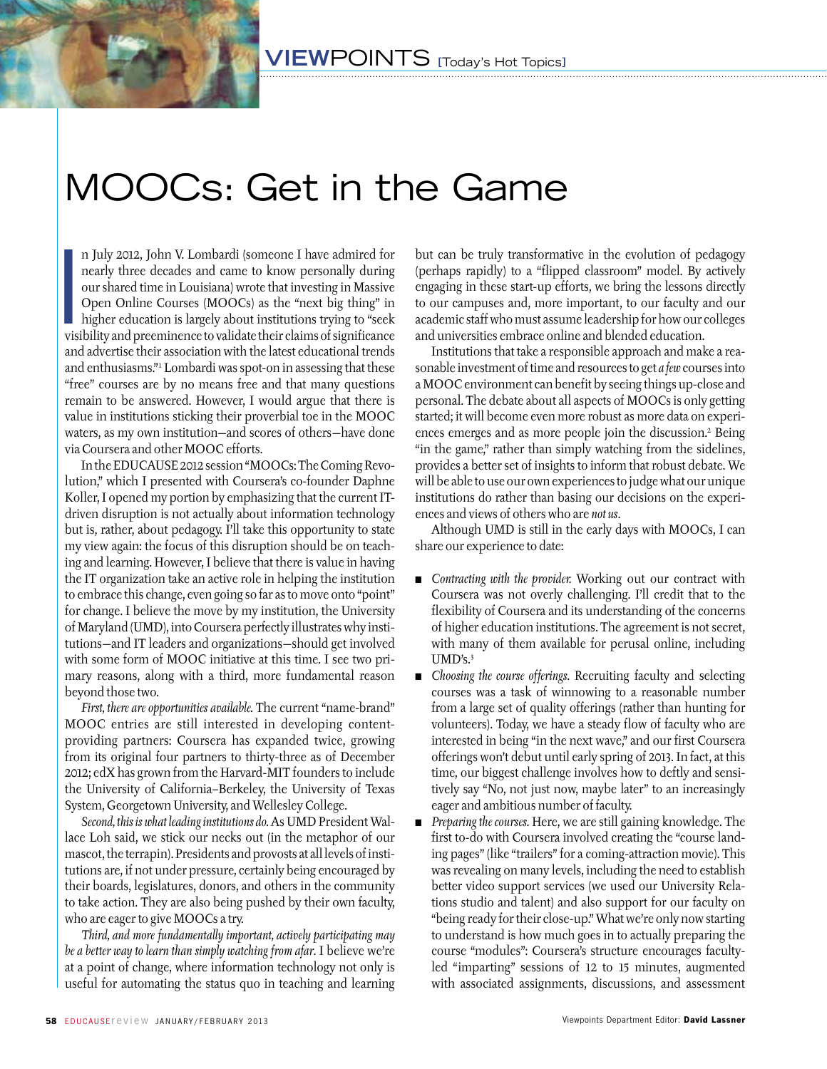# MOOCs: Get in the Game

In July 2012, John V. Lombardi (someone I have admired for nearly three decades and came to know personally during our shared time in Louisiana) wrote that investing in Massive Open Online Courses (MOOCs) as the "next big thing" in higher education is largely about institutions trying to "seek visibility and preeminence to validate their claims of significance and advertise their association with the latest educational trends and enthusiasms."[1] Lombardi was spot-on in assessing that these "free" courses are by no means free and that many questions remain to be answered. However, I would argue that there is value in institutions sticking their proverbial toe in the MOOC waters, as my own institution—and scores of others—have done via Coursera and other MOOC efforts.

In the EDUCAUSE 2012 session "MOOCs: The Coming Revolution," which I presented with Coursera's co-founder Daphne Koller, I opened my portion by emphasizing that the current IT-driven disruption is not actually about information technology but is, rather, about pedagogy. I'll take this opportunity to state my view again: the focus of this disruption should be on teaching and learning. However, I believe that there is value in having the IT organization take an active role in helping the institution to embrace this change, even going so far as to move onto "point" for change. I believe the move by my institution, the University of Maryland (UMD), into Coursera perfectly illustrates why institutions—and IT leaders and organizations—should get involved with some form of MOOC initiative at this time. I see two primary reasons, along with a third, more fundamental reason beyond those two.

*First, there are opportunities available.* The current "name-brand" MOOC entries are still interested in developing content-providing partners: Coursera has expanded twice, growing from its original four partners to thirty-three as of December 2012; edX has grown from the Harvard-MIT founders to include the University of California–Berkeley, the University of Texas System, Georgetown University, and Wellesley College.

*Second, this is what leading institutions do.* As UMD President Wallace Loh said, we stick our necks out (in the metaphor of our mascot, the terrapin). Presidents and provosts at all levels of institutions are, if not under pressure, certainly being encouraged by their boards, legislatures, donors, and others in the community to take action. They are also being pushed by their own faculty, who are eager to give MOOCs a try.

*Third, and more fundamentally important, actively participating may be a better way to learn than simply watching from afar.* I believe we're at a point of change, where information technology not only is useful for automating the status quo in teaching and learning but can be truly transformative in the evolution of pedagogy (perhaps rapidly) to a "flipped classroom" model. By actively engaging in these start-up efforts, we bring the lessons directly to our campuses and, more important, to our faculty and our academic staff who must assume leadership for how our colleges and universities embrace online and blended education.

Institutions that take a responsible approach and make a reasonable investment of time and resources to get *a few* courses into a MOOC environment can benefit by seeing things up-close and personal. The debate about all aspects of MOOCs is only getting started; it will become even more robust as more data on experiences emerges and as more people join the discussion.[2] Being "in the game," rather than simply watching from the sidelines, provides a better set of insights to inform that robust debate. We will be able to use our own experiences to judge what our unique institutions do rather than basing our decisions on the experiences and views of others who are *not us*.

Although UMD is still in the early days with MOOCs, I can share our experience to date:

- *Contracting with the provider.* Working out our contract with Coursera was not overly challenging. I'll credit that to the flexibility of Coursera and its understanding of the concerns of higher education institutions. The agreement is not secret, with many of them available for perusal online, including UMD's.[3]
- *Choosing the course offerings.* Recruiting faculty and selecting courses was a task of winnowing to a reasonable number from a large set of quality offerings (rather than hunting for volunteers). Today, we have a steady flow of faculty who are interested in being "in the next wave," and our first Coursera offerings won't debut until early spring of 2013. In fact, at this time, our biggest challenge involves how to deftly and sensitively say "No, not just now, maybe later" to an increasingly eager and ambitious number of faculty.
- *Preparing the courses.* Here, we are still gaining knowledge. The first to-do with Coursera involved creating the "course landing pages" (like "trailers" for a coming-attraction movie). This was revealing on many levels, including the need to establish better video support services (we used our University Relations studio and talent) and also support for our faculty on "being ready for their close-up." What we're only now starting to understand is how much goes in to actually preparing the course "modules": Coursera's structure encourages faculty-led "imparting" sessions of 12 to 15 minutes, augmented with associated assignments, discussions, and assessment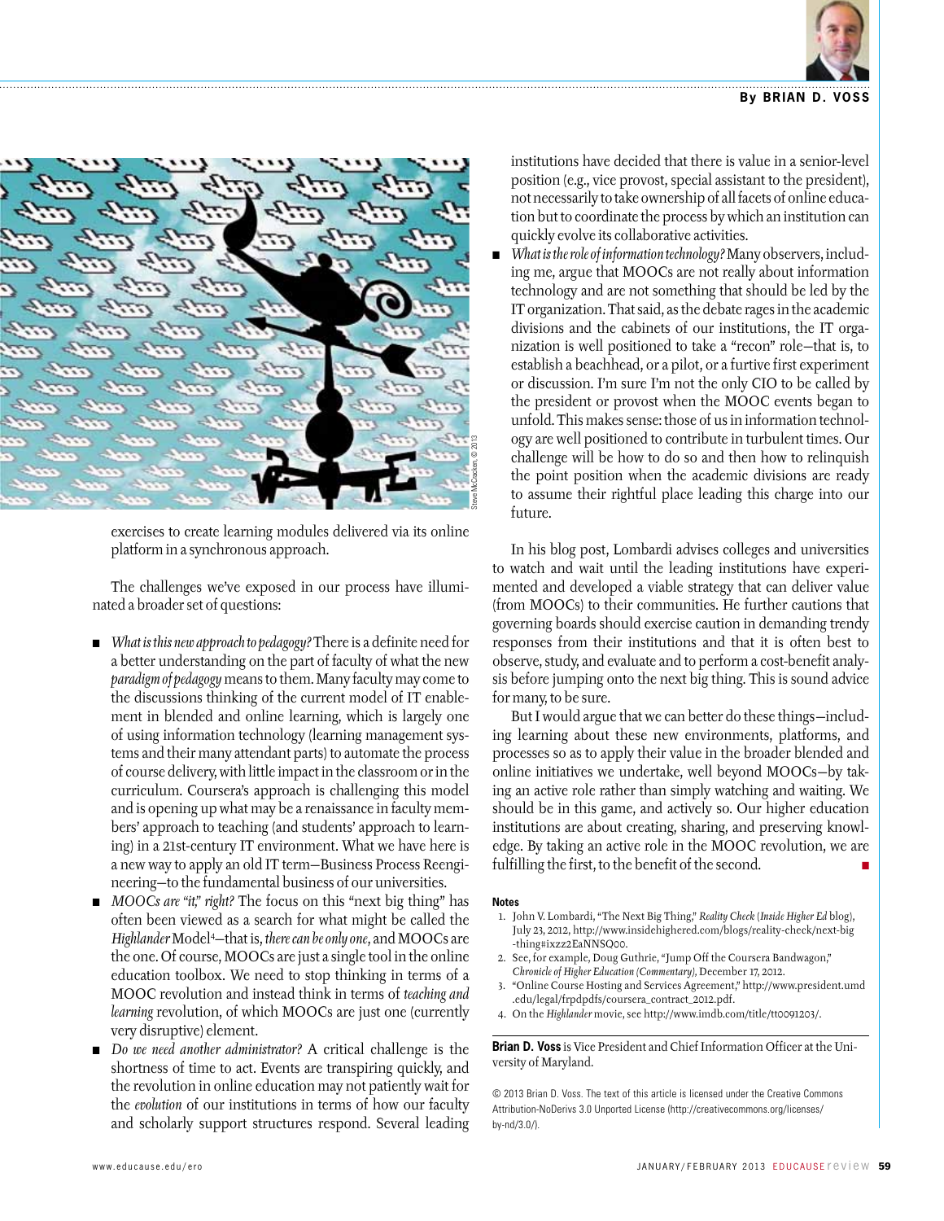By BRIAN D. VOSS

exercises to create learning modules delivered via its online platform in a synchronous approach.

The challenges we've exposed in our process have illuminated a broader set of questions:

- *What is this new approach to pedagogy?* There is a definite need for a better understanding on the part of faculty of what the new *paradigm of pedagogy* means to them. Many faculty may come to the discussions thinking of the current model of IT enablement in blended and online learning, which is largely one of using information technology (learning management systems and their many attendant parts) to automate the process of course delivery, with little impact in the classroom or in the curriculum. Coursera's approach is challenging this model and is opening up what may be a renaissance in faculty members' approach to teaching (and students' approach to learning) in a 21st-century IT environment. What we have here is a new way to apply an old IT term—Business Process Reengineering—to the fundamental business of our universities.
- *MOOCs are "it," right?* The focus on this "next big thing" has often been viewed as a search for what might be called the *Highlander* Model[4]—that is, *there can be only one*, and MOOCs are the one. Of course, MOOCs are just a single tool in the online education toolbox. We need to stop thinking in terms of a MOOC revolution and instead think in terms of *teaching and learning* revolution, of which MOOCs are just one (currently very disruptive) element.
- *Do we need another administrator?* A critical challenge is the shortness of time to act. Events are transpiring quickly, and the revolution in online education may not patiently wait for the *evolution* of our institutions in terms of how our faculty and scholarly support structures respond. Several leading institutions have decided that there is value in a senior-level position (e.g., vice provost, special assistant to the president), not necessarily to take ownership of all facets of online education but to coordinate the process by which an institution can quickly evolve its collaborative activities.
- *What is the role of information technology?* Many observers, including me, argue that MOOCs are not really about information technology and are not something that should be led by the IT organization. That said, as the debate rages in the academic divisions and the cabinets of our institutions, the IT organization is well positioned to take a "recon" role—that is, to establish a beachhead, or a pilot, or a furtive first experiment or discussion. I'm sure I'm not the only CIO to be called by the president or provost when the MOOC events began to unfold. This makes sense: those of us in information technology are well positioned to contribute in turbulent times. Our challenge will be how to do so and then how to relinquish the point position when the academic divisions are ready to assume their rightful place leading this charge into our future.

In his blog post, Lombardi advises colleges and universities to watch and wait until the leading institutions have experimented and developed a viable strategy that can deliver value (from MOOCs) to their communities. He further cautions that governing boards should exercise caution in demanding trendy responses from their institutions and that it is often best to observe, study, and evaluate and to perform a cost-benefit analysis before jumping onto the next big thing. This is sound advice for many, to be sure.

But I would argue that we can better do these things—including learning about these new environments, platforms, and processes so as to apply their value in the broader blended and online initiatives we undertake, well beyond MOOCs—by taking an active role rather than simply watching and waiting. We should be in this game, and actively so. Our higher education institutions are about creating, sharing, and preserving knowledge. By taking an active role in the MOOC revolution, we are fulfilling the first, to the benefit of the second. ■

**Notes**

1. John V. Lombardi, "The Next Big Thing," *Reality Check* (*Inside Higher Ed* blog), July 23, 2012, http://www.insidehighered.com/blogs/reality-check/next-big-thing#ixzz2EaNNSQ0o.
2. See, for example, Doug Guthrie, "Jump Off the Coursera Bandwagon," *Chronicle of Higher Education (Commentary)*, December 17, 2012.
3. "Online Course Hosting and Services Agreement," http://www.president.umd.edu/legal/frpdpdfs/coursera_contract_2012.pdf.
4. On the *Highlander* movie, see http://www.imdb.com/title/tt0091203/.

**Brian D. Voss** is Vice President and Chief Information Officer at the University of Maryland.

© 2013 Brian D. Voss. The text of this article is licensed under the Creative Commons Attribution-NoDerivs 3.0 Unported License (http://creativecommons.org/licenses/by-nd/3.0/).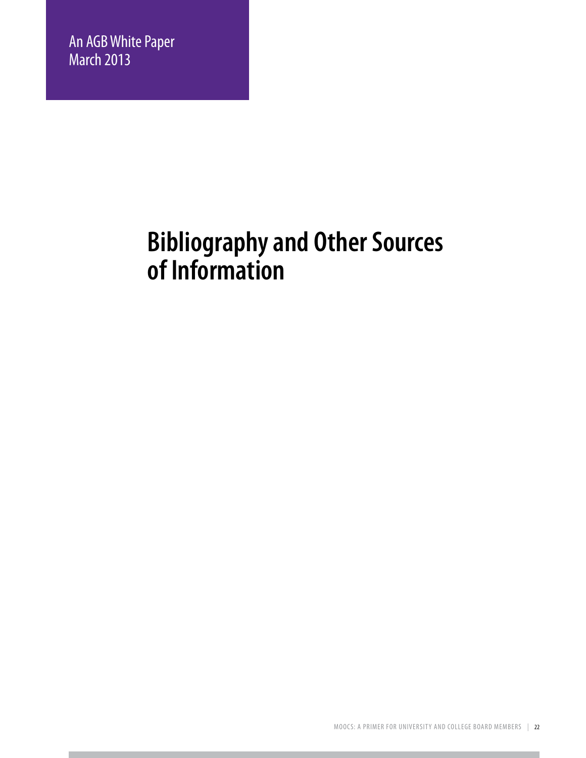An AGB White Paper
March 2013

# Bibliography and Other Sources of Information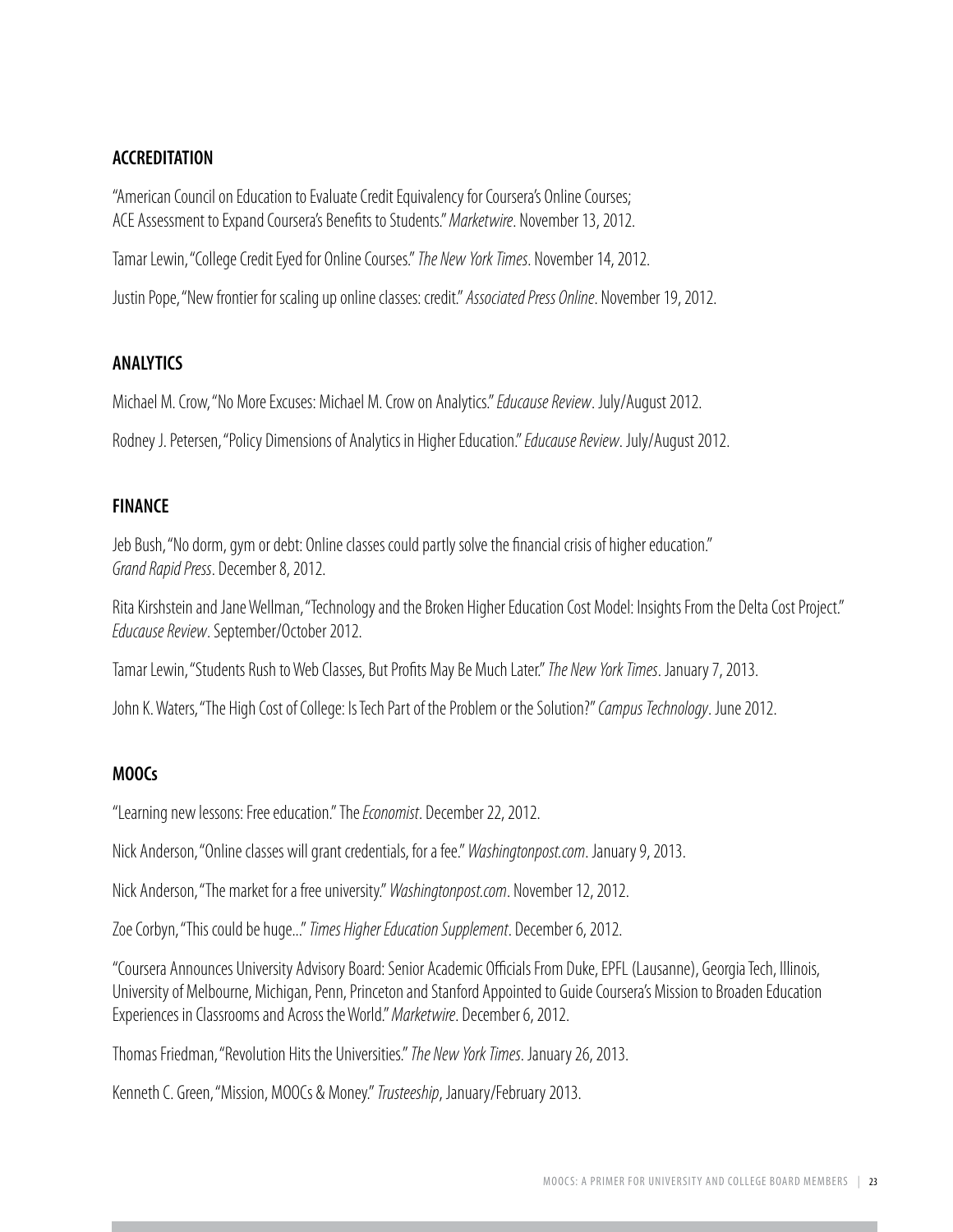### ACCREDITATION

"American Council on Education to Evaluate Credit Equivalency for Coursera's Online Courses; ACE Assessment to Expand Coursera's Benefits to Students." *Marketwire*. November 13, 2012.

Tamar Lewin, "College Credit Eyed for Online Courses." *The New York Times*. November 14, 2012.

Justin Pope, "New frontier for scaling up online classes: credit." *Associated Press Online*. November 19, 2012.

### ANALYTICS

Michael M. Crow, "No More Excuses: Michael M. Crow on Analytics." *Educause Review*. July/August 2012.

Rodney J. Petersen, "Policy Dimensions of Analytics in Higher Education." *Educause Review*. July/August 2012.

### FINANCE

Jeb Bush, "No dorm, gym or debt: Online classes could partly solve the financial crisis of higher education." *Grand Rapid Press*. December 8, 2012.

Rita Kirshstein and Jane Wellman, "Technology and the Broken Higher Education Cost Model: Insights From the Delta Cost Project." *Educause Review*. September/October 2012.

Tamar Lewin, "Students Rush to Web Classes, But Profits May Be Much Later." *The New York Times*. January 7, 2013.

John K. Waters, "The High Cost of College: Is Tech Part of the Problem or the Solution?" *Campus Technology*. June 2012.

### MOOCs

"Learning new lessons: Free education." The *Economist*. December 22, 2012.

Nick Anderson, "Online classes will grant credentials, for a fee." *Washingtonpost.com*. January 9, 2013.

Nick Anderson, "The market for a free university." *Washingtonpost.com*. November 12, 2012.

Zoe Corbyn, "This could be huge..." *Times Higher Education Supplement*. December 6, 2012.

"Coursera Announces University Advisory Board: Senior Academic Officials From Duke, EPFL (Lausanne), Georgia Tech, Illinois, University of Melbourne, Michigan, Penn, Princeton and Stanford Appointed to Guide Coursera's Mission to Broaden Education Experiences in Classrooms and Across the World." *Marketwire*. December 6, 2012.

Thomas Friedman, "Revolution Hits the Universities." *The New York Times*. January 26, 2013.

Kenneth C. Green, "Mission, MOOCs & Money." *Trusteeship*, January/February 2013.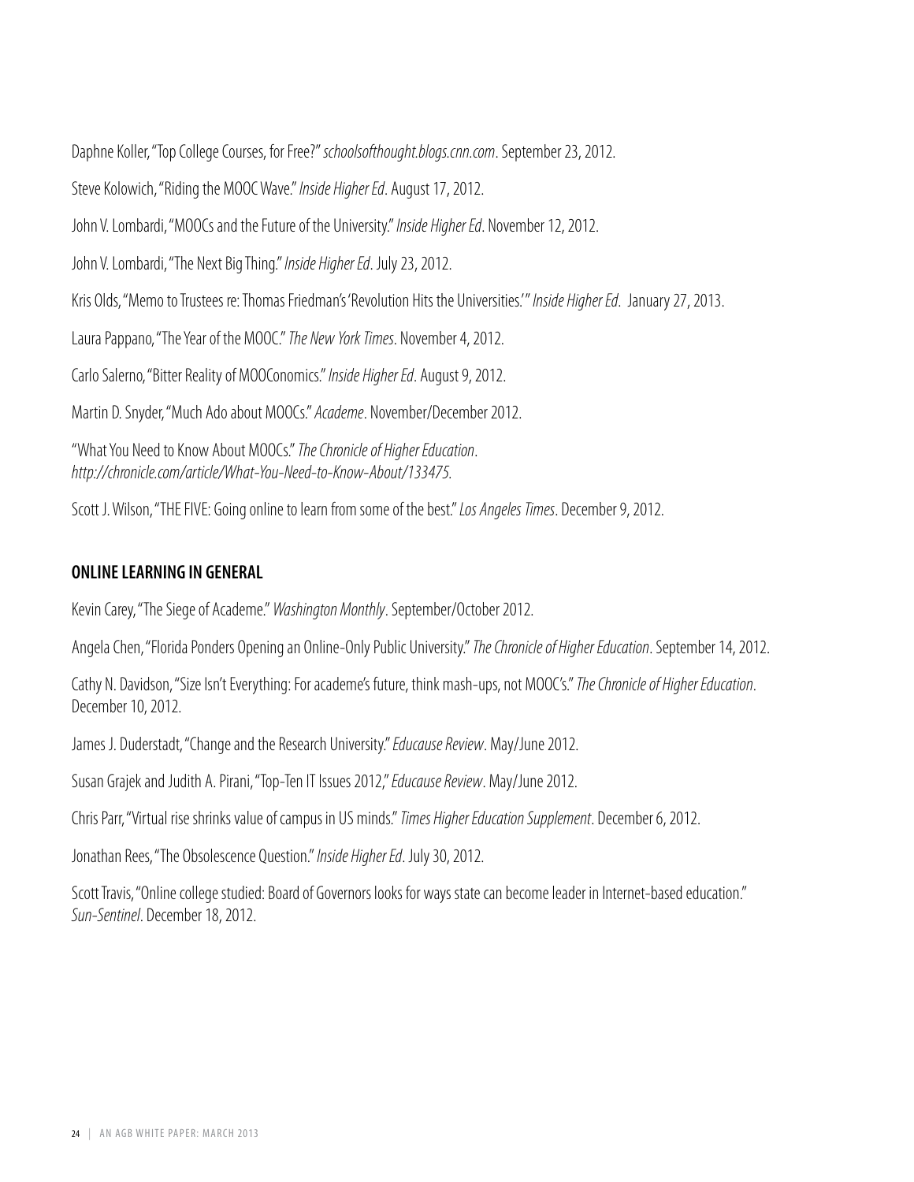Daphne Koller, "Top College Courses, for Free?" *schoolsofthought.blogs.cnn.com*. September 23, 2012.

Steve Kolowich, "Riding the MOOC Wave." *Inside Higher Ed*. August 17, 2012.

John V. Lombardi, "MOOCs and the Future of the University." *Inside Higher Ed*. November 12, 2012.

John V. Lombardi, "The Next Big Thing." *Inside Higher Ed*. July 23, 2012.

Kris Olds, "Memo to Trustees re: Thomas Friedman's 'Revolution Hits the Universities.'" *Inside Higher Ed*. January 27, 2013.

Laura Pappano, "The Year of the MOOC." *The New York Times*. November 4, 2012.

Carlo Salerno, "Bitter Reality of MOOConomics." *Inside Higher Ed*. August 9, 2012.

Martin D. Snyder, "Much Ado about MOOCs." *Academe*. November/December 2012.

"What You Need to Know About MOOCs." *The Chronicle of Higher Education*. *http://chronicle.com/article/What-You-Need-to-Know-About/133475.*

Scott J. Wilson, "THE FIVE: Going online to learn from some of the best." *Los Angeles Times*. December 9, 2012.

## ONLINE LEARNING IN GENERAL

Kevin Carey, "The Siege of Academe." *Washington Monthly*. September/October 2012.

Angela Chen, "Florida Ponders Opening an Online-Only Public University." *The Chronicle of Higher Education*. September 14, 2012.

Cathy N. Davidson, "Size Isn't Everything: For academe's future, think mash-ups, not MOOC's." *The Chronicle of Higher Education*. December 10, 2012.

James J. Duderstadt, "Change and the Research University." *Educause Review*. May/June 2012.

Susan Grajek and Judith A. Pirani, "Top-Ten IT Issues 2012," *Educause Review*. May/June 2012.

Chris Parr, "Virtual rise shrinks value of campus in US minds." *Times Higher Education Supplement*. December 6, 2012.

Jonathan Rees, "The Obsolescence Question." *Inside Higher Ed*. July 30, 2012.

Scott Travis, "Online college studied: Board of Governors looks for ways state can become leader in Internet-based education." *Sun-Sentinel*. December 18, 2012.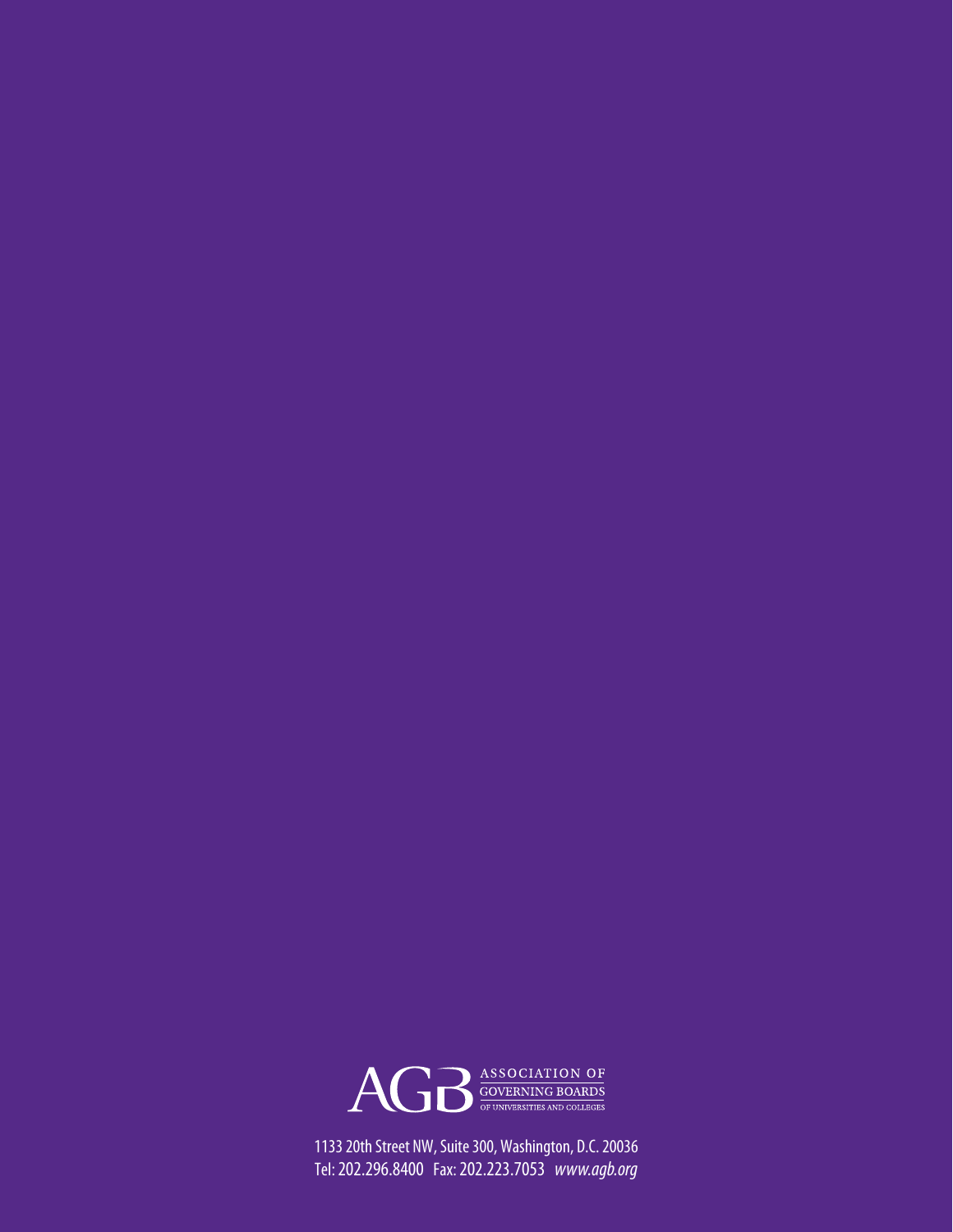AGB ASSOCIATION OF GOVERNING BOARDS OF UNIVERSITIES AND COLLEGES

1133 20th Street NW, Suite 300, Washington, D.C. 20036
Tel: 202.296.8400 Fax: 202.223.7053 *www.agb.org*